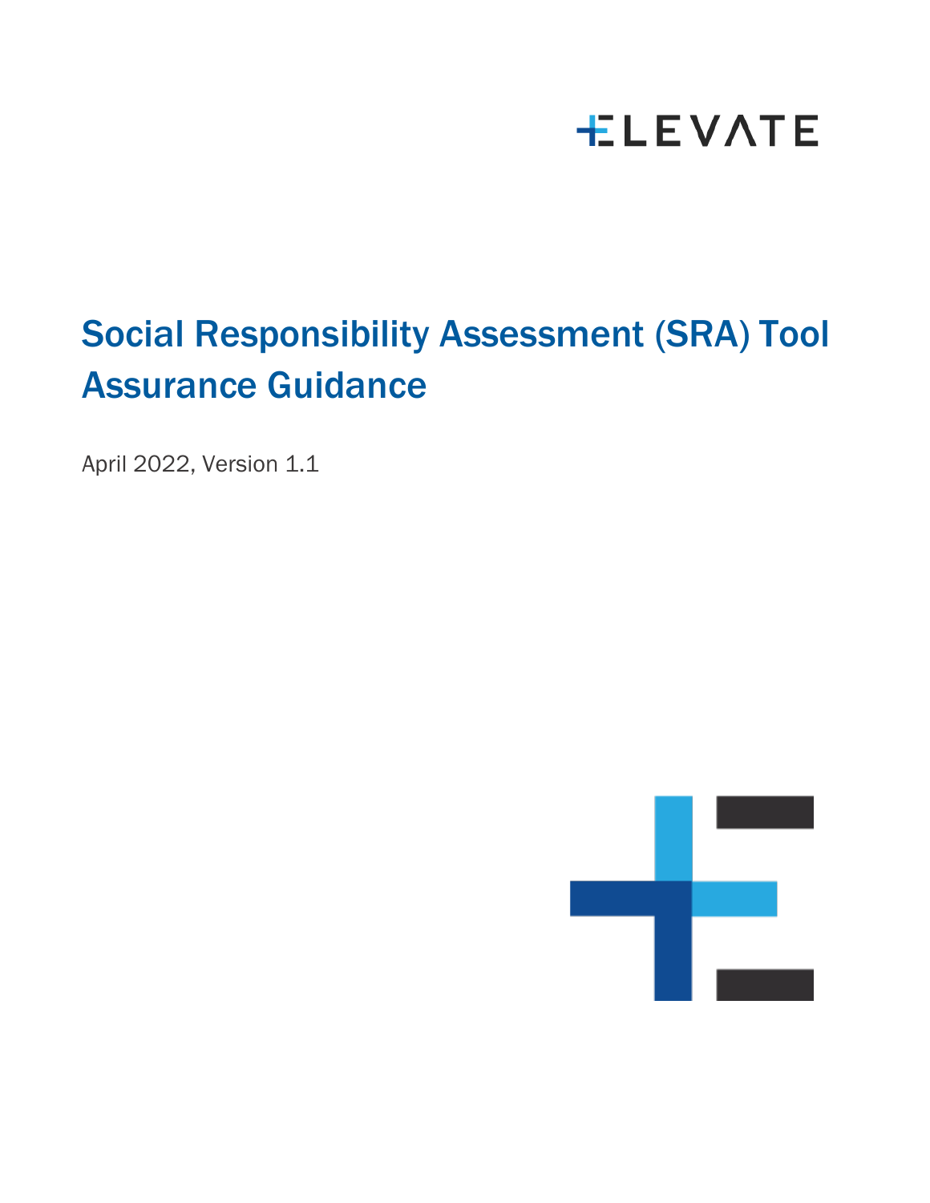ELEVATE

# Social Responsibility Assessment (SRA) Tool Assurance Guidance

April 2022, Version 1.1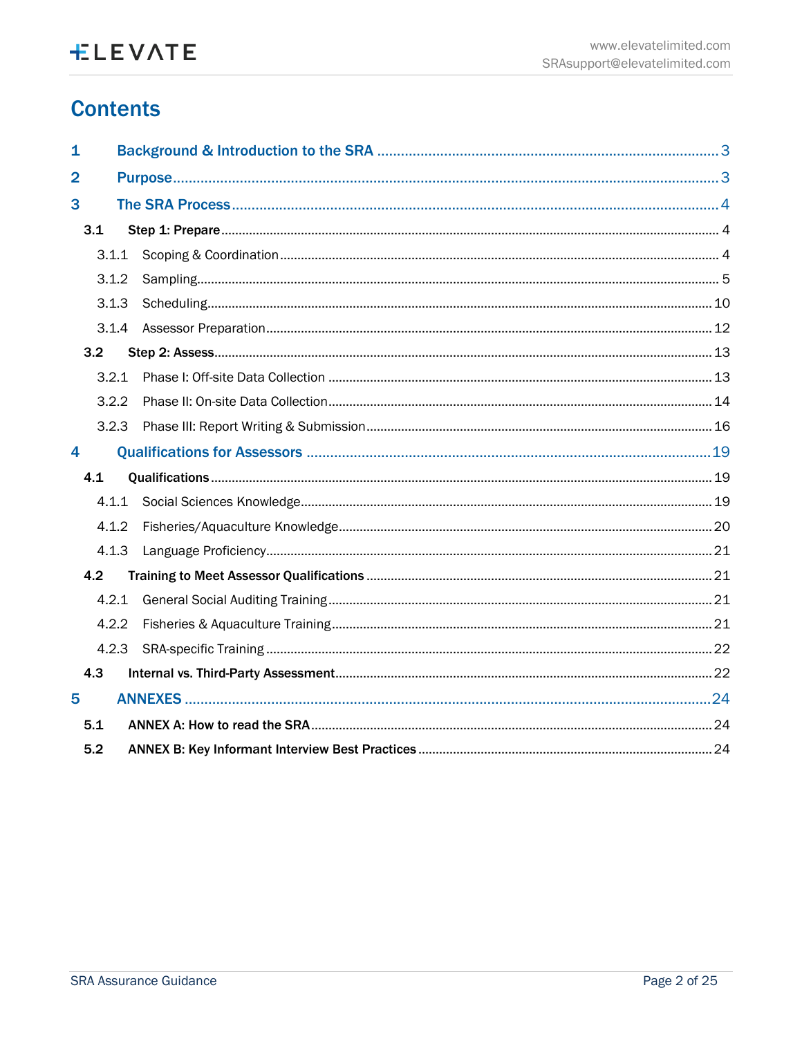# Contents

1 Background & Introduction to the SRA ..... 3

2 Purpose ..... 3

3 The SRA Process ..... 4

- 3.1 Step 1: Prepare ..... 4
  - 3.1.1 Scoping & Coordination ..... 4
  - 3.1.2 Sampling ..... 5
  - 3.1.3 Scheduling ..... 10
  - 3.1.4 Assessor Preparation ..... 12
- 3.2 Step 2: Assess ..... 13
  - 3.2.1 Phase I: Off-site Data Collection ..... 13
  - 3.2.2 Phase II: On-site Data Collection ..... 14
  - 3.2.3 Phase III: Report Writing & Submission ..... 16

4 Qualifications for Assessors ..... 19

- 4.1 Qualifications ..... 19
  - 4.1.1 Social Sciences Knowledge ..... 19
  - 4.1.2 Fisheries/Aquaculture Knowledge ..... 20
  - 4.1.3 Language Proficiency ..... 21
- 4.2 Training to Meet Assessor Qualifications ..... 21
  - 4.2.1 General Social Auditing Training ..... 21
  - 4.2.2 Fisheries & Aquaculture Training ..... 21
  - 4.2.3 SRA-specific Training ..... 22
- 4.3 Internal vs. Third-Party Assessment ..... 22

5 ANNEXES ..... 24

- 5.1 ANNEX A: How to read the SRA ..... 24
- 5.2 ANNEX B: Key Informant Interview Best Practices ..... 24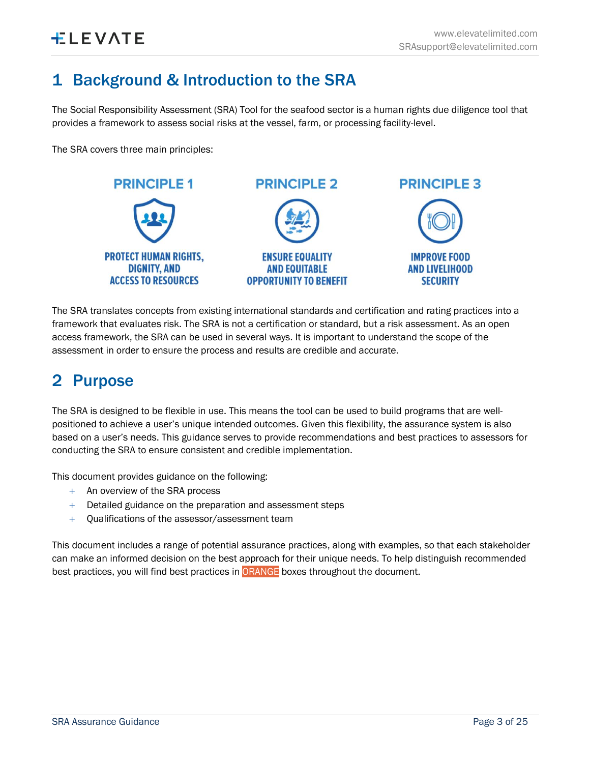# 1 Background & Introduction to the SRA

The Social Responsibility Assessment (SRA) Tool for the seafood sector is a human rights due diligence tool that provides a framework to assess social risks at the vessel, farm, or processing facility-level.

The SRA covers three main principles:

**PRINCIPLE 1**

PROTECT HUMAN RIGHTS, DIGNITY, AND ACCESS TO RESOURCES

**PRINCIPLE 2**

ENSURE EQUALITY AND EQUITABLE OPPORTUNITY TO BENEFIT

**PRINCIPLE 3**

IMPROVE FOOD AND LIVELIHOOD SECURITY

The SRA translates concepts from existing international standards and certification and rating practices into a framework that evaluates risk. The SRA is not a certification or standard, but a risk assessment. As an open access framework, the SRA can be used in several ways. It is important to understand the scope of the assessment in order to ensure the process and results are credible and accurate.

# 2 Purpose

The SRA is designed to be flexible in use. This means the tool can be used to build programs that are well-positioned to achieve a user's unique intended outcomes. Given this flexibility, the assurance system is also based on a user's needs. This guidance serves to provide recommendations and best practices to assessors for conducting the SRA to ensure consistent and credible implementation.

This document provides guidance on the following:

- An overview of the SRA process
- Detailed guidance on the preparation and assessment steps
- Qualifications of the assessor/assessment team

This document includes a range of potential assurance practices, along with examples, so that each stakeholder can make an informed decision on the best approach for their unique needs. To help distinguish recommended best practices, you will find best practices in ORANGE boxes throughout the document.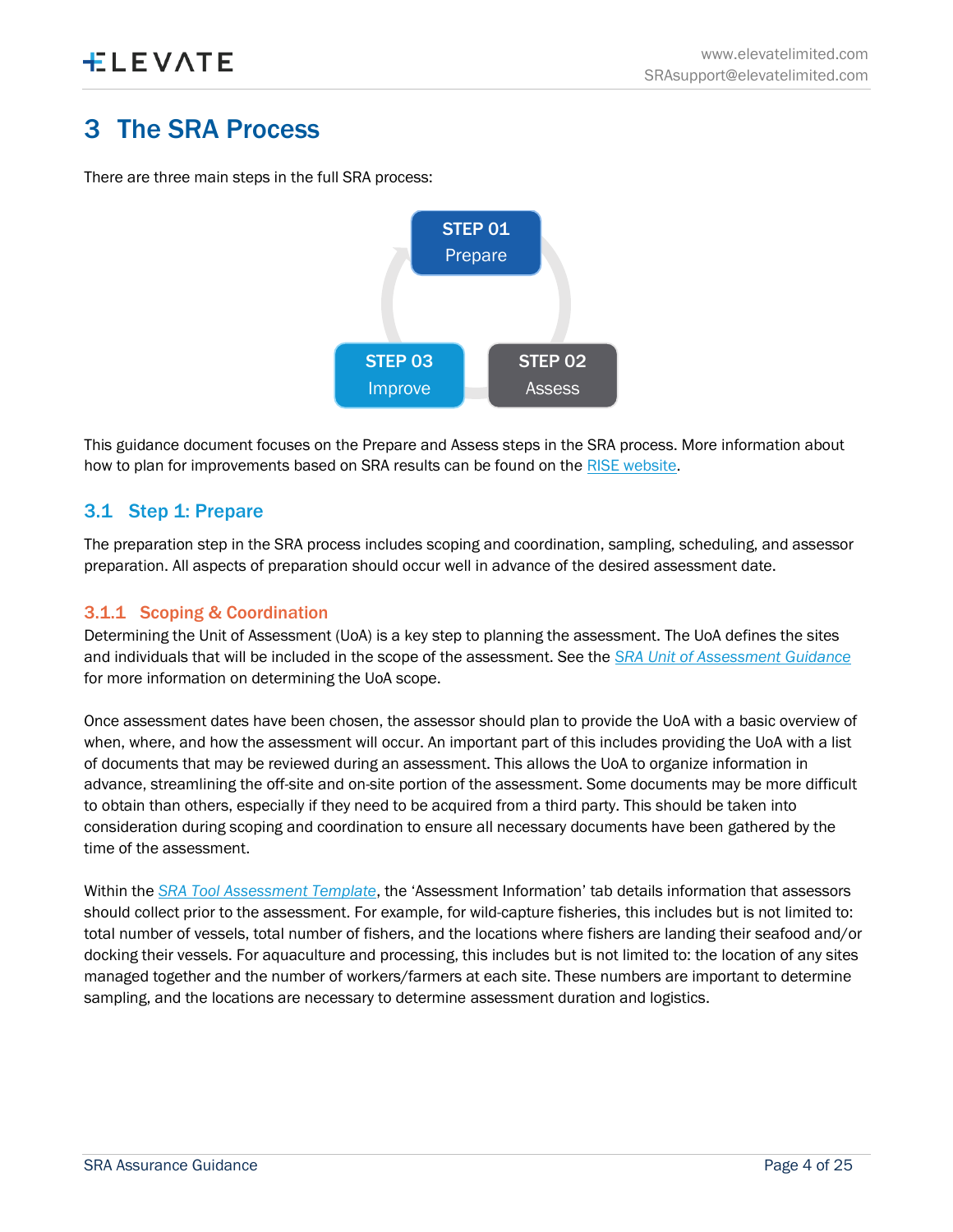# 3 The SRA Process

There are three main steps in the full SRA process:

STEP 01 Prepare

STEP 02 Assess

STEP 03 Improve

This guidance document focuses on the Prepare and Assess steps in the SRA process. More information about how to plan for improvements based on SRA results can be found on the RISE website.

## 3.1 Step 1: Prepare

The preparation step in the SRA process includes scoping and coordination, sampling, scheduling, and assessor preparation. All aspects of preparation should occur well in advance of the desired assessment date.

### 3.1.1 Scoping & Coordination

Determining the Unit of Assessment (UoA) is a key step to planning the assessment. The UoA defines the sites and individuals that will be included in the scope of the assessment. See the *SRA Unit of Assessment Guidance* for more information on determining the UoA scope.

Once assessment dates have been chosen, the assessor should plan to provide the UoA with a basic overview of when, where, and how the assessment will occur. An important part of this includes providing the UoA with a list of documents that may be reviewed during an assessment. This allows the UoA to organize information in advance, streamlining the off-site and on-site portion of the assessment. Some documents may be more difficult to obtain than others, especially if they need to be acquired from a third party. This should be taken into consideration during scoping and coordination to ensure all necessary documents have been gathered by the time of the assessment.

Within the *SRA Tool Assessment Template*, the 'Assessment Information' tab details information that assessors should collect prior to the assessment. For example, for wild-capture fisheries, this includes but is not limited to: total number of vessels, total number of fishers, and the locations where fishers are landing their seafood and/or docking their vessels. For aquaculture and processing, this includes but is not limited to: the location of any sites managed together and the number of workers/farmers at each site. These numbers are important to determine sampling, and the locations are necessary to determine assessment duration and logistics.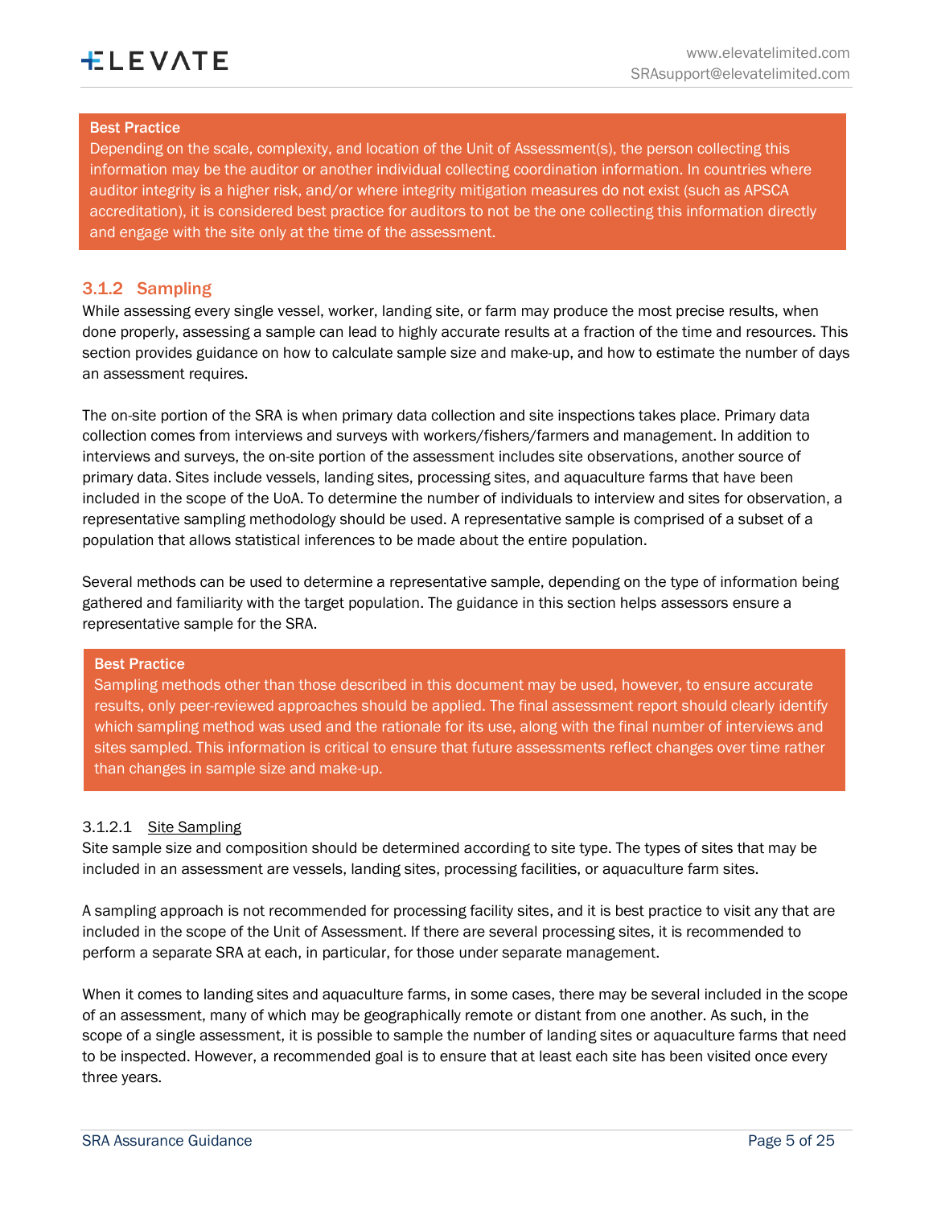**Best Practice**

Depending on the scale, complexity, and location of the Unit of Assessment(s), the person collecting this information may be the auditor or another individual collecting coordination information. In countries where auditor integrity is a higher risk, and/or where integrity mitigation measures do not exist (such as APSCA accreditation), it is considered best practice for auditors to not be the one collecting this information directly and engage with the site only at the time of the assessment.

### 3.1.2 Sampling

While assessing every single vessel, worker, landing site, or farm may produce the most precise results, when done properly, assessing a sample can lead to highly accurate results at a fraction of the time and resources. This section provides guidance on how to calculate sample size and make-up, and how to estimate the number of days an assessment requires.

The on-site portion of the SRA is when primary data collection and site inspections takes place. Primary data collection comes from interviews and surveys with workers/fishers/farmers and management. In addition to interviews and surveys, the on-site portion of the assessment includes site observations, another source of primary data. Sites include vessels, landing sites, processing sites, and aquaculture farms that have been included in the scope of the UoA. To determine the number of individuals to interview and sites for observation, a representative sampling methodology should be used. A representative sample is comprised of a subset of a population that allows statistical inferences to be made about the entire population.

Several methods can be used to determine a representative sample, depending on the type of information being gathered and familiarity with the target population. The guidance in this section helps assessors ensure a representative sample for the SRA.

**Best Practice**

Sampling methods other than those described in this document may be used, however, to ensure accurate results, only peer-reviewed approaches should be applied. The final assessment report should clearly identify which sampling method was used and the rationale for its use, along with the final number of interviews and sites sampled. This information is critical to ensure that future assessments reflect changes over time rather than changes in sample size and make-up.

#### 3.1.2.1 Site Sampling

Site sample size and composition should be determined according to site type. The types of sites that may be included in an assessment are vessels, landing sites, processing facilities, or aquaculture farm sites.

A sampling approach is not recommended for processing facility sites, and it is best practice to visit any that are included in the scope of the Unit of Assessment. If there are several processing sites, it is recommended to perform a separate SRA at each, in particular, for those under separate management.

When it comes to landing sites and aquaculture farms, in some cases, there may be several included in the scope of an assessment, many of which may be geographically remote or distant from one another. As such, in the scope of a single assessment, it is possible to sample the number of landing sites or aquaculture farms that need to be inspected. However, a recommended goal is to ensure that at least each site has been visited once every three years.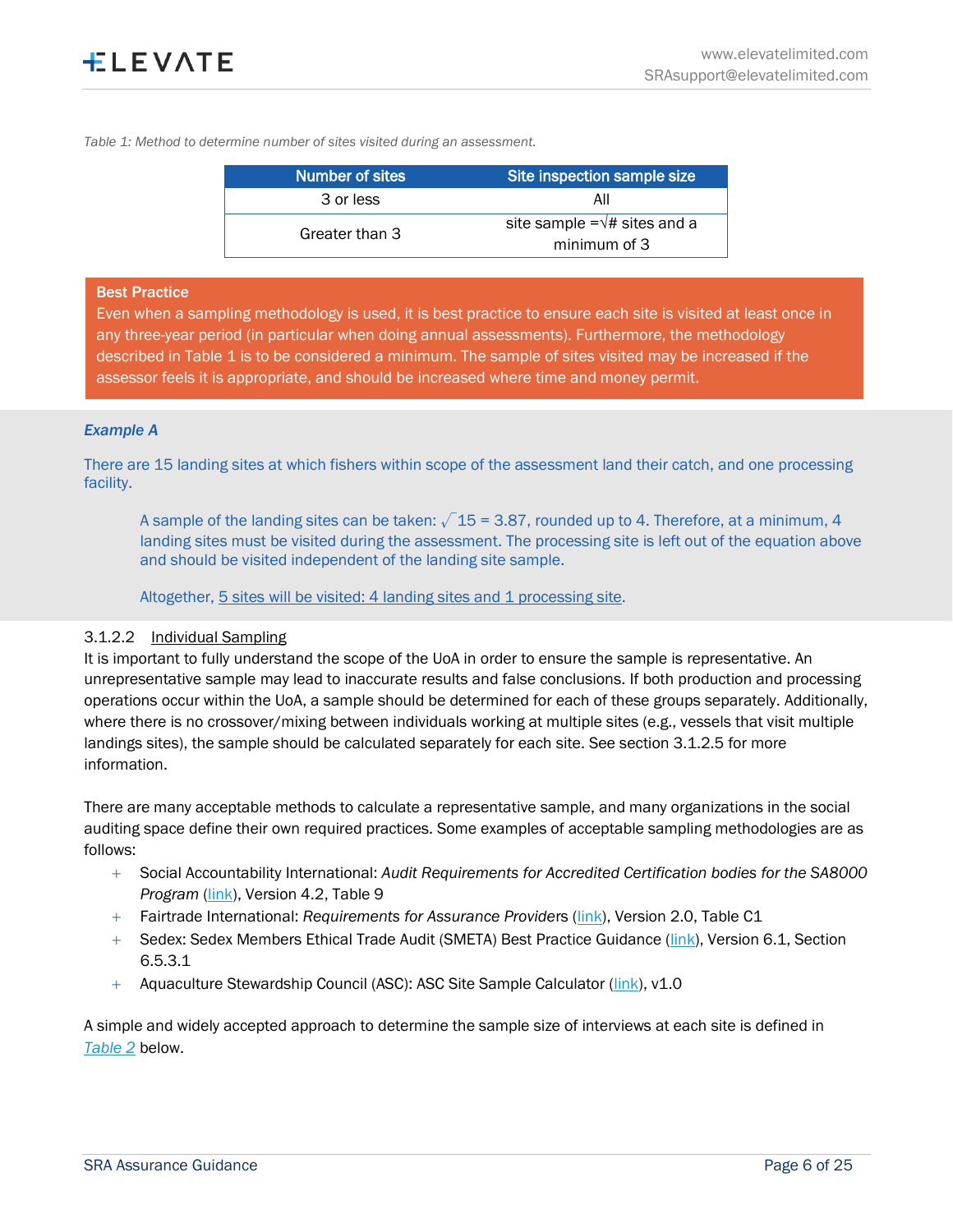*Table 1: Method to determine number of sites visited during an assessment.*

| Number of sites | Site inspection sample size |
|---|---|
| 3 or less | All |
| Greater than 3 | site sample $=\sqrt{\#}$ sites and a minimum of 3 |

**Best Practice**

Even when a sampling methodology is used, it is best practice to ensure each site is visited at least once in any three-year period (in particular when doing annual assessments). Furthermore, the methodology described in Table 1 is to be considered a minimum. The sample of sites visited may be increased if the assessor feels it is appropriate, and should be increased where time and money permit.

***Example A***

There are 15 landing sites at which fishers within scope of the assessment land their catch, and one processing facility.

> A sample of the landing sites can be taken: $\sqrt{15} = 3.87$, rounded up to 4. Therefore, at a minimum, 4 landing sites must be visited during the assessment. The processing site is left out of the equation above and should be visited independent of the landing site sample.
>
> Altogether, 5 sites will be visited: 4 landing sites and 1 processing site.

#### 3.1.2.2 Individual Sampling

It is important to fully understand the scope of the UoA in order to ensure the sample is representative. An unrepresentative sample may lead to inaccurate results and false conclusions. If both production and processing operations occur within the UoA, a sample should be determined for each of these groups separately. Additionally, where there is no crossover/mixing between individuals working at multiple sites (e.g., vessels that visit multiple landings sites), the sample should be calculated separately for each site. See section 3.1.2.5 for more information.

There are many acceptable methods to calculate a representative sample, and many organizations in the social auditing space define their own required practices. Some examples of acceptable sampling methodologies are as follows:

- Social Accountability International: *Audit Requirements for Accredited Certification bodies for the SA8000 Program* (link), Version 4.2, Table 9
- Fairtrade International: *Requirements for Assurance Providers* (link), Version 2.0, Table C1
- Sedex: Sedex Members Ethical Trade Audit (SMETA) Best Practice Guidance (link), Version 6.1, Section 6.5.3.1
- Aquaculture Stewardship Council (ASC): ASC Site Sample Calculator (link), v1.0

A simple and widely accepted approach to determine the sample size of interviews at each site is defined in *Table 2* below.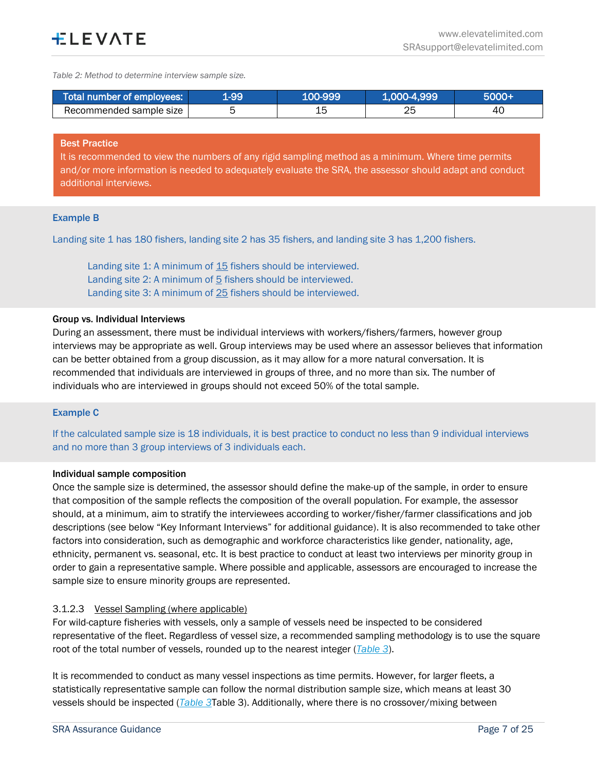*Table 2: Method to determine interview sample size.*

| Total number of employees: | 1-99 | 100-999 | 1,000-4,999 | 5000+ |
| --- | --- | --- | --- | --- |
| Recommended sample size | 5 | 15 | 25 | 40 |

**Best Practice**

It is recommended to view the numbers of any rigid sampling method as a minimum. Where time permits and/or more information is needed to adequately evaluate the SRA, the assessor should adapt and conduct additional interviews.

**Example B**

Landing site 1 has 180 fishers, landing site 2 has 35 fishers, and landing site 3 has 1,200 fishers.

> Landing site 1: A minimum of 15 fishers should be interviewed.
> Landing site 2: A minimum of 5 fishers should be interviewed.
> Landing site 3: A minimum of 25 fishers should be interviewed.

**Group vs. Individual Interviews**

During an assessment, there must be individual interviews with workers/fishers/farmers, however group interviews may be appropriate as well. Group interviews may be used where an assessor believes that information can be better obtained from a group discussion, as it may allow for a more natural conversation. It is recommended that individuals are interviewed in groups of three, and no more than six. The number of individuals who are interviewed in groups should not exceed 50% of the total sample.

**Example C**

If the calculated sample size is 18 individuals, it is best practice to conduct no less than 9 individual interviews and no more than 3 group interviews of 3 individuals each.

**Individual sample composition**

Once the sample size is determined, the assessor should define the make-up of the sample, in order to ensure that composition of the sample reflects the composition of the overall population. For example, the assessor should, at a minimum, aim to stratify the interviewees according to worker/fisher/farmer classifications and job descriptions (see below "Key Informant Interviews" for additional guidance). It is also recommended to take other factors into consideration, such as demographic and workforce characteristics like gender, nationality, age, ethnicity, permanent vs. seasonal, etc. It is best practice to conduct at least two interviews per minority group in order to gain a representative sample. Where possible and applicable, assessors are encouraged to increase the sample size to ensure minority groups are represented.

#### 3.1.2.3 Vessel Sampling (where applicable)

For wild-capture fisheries with vessels, only a sample of vessels need be inspected to be considered representative of the fleet. Regardless of vessel size, a recommended sampling methodology is to use the square root of the total number of vessels, rounded up to the nearest integer (*Table 3*).

It is recommended to conduct as many vessel inspections as time permits. However, for larger fleets, a statistically representative sample can follow the normal distribution sample size, which means at least 30 vessels should be inspected (*Table 3*Table 3). Additionally, where there is no crossover/mixing between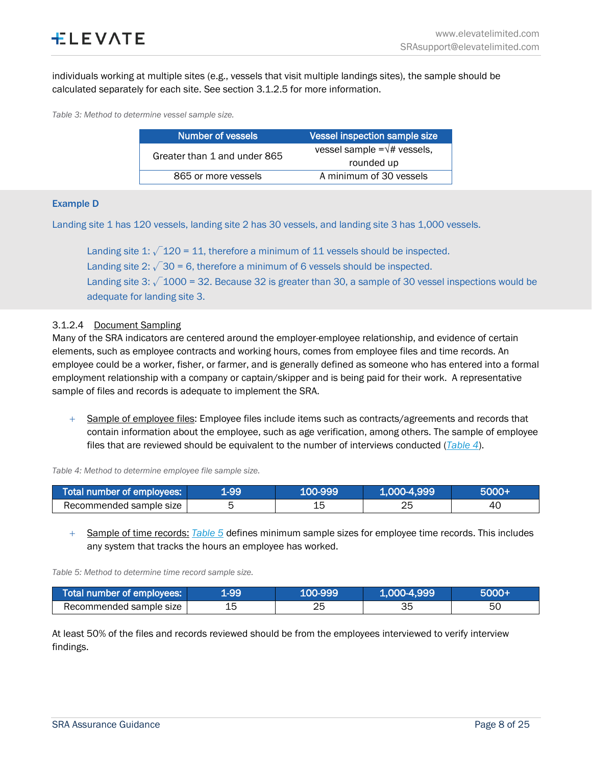individuals working at multiple sites (e.g., vessels that visit multiple landings sites), the sample should be calculated separately for each site. See section 3.1.2.5 for more information.

*Table 3: Method to determine vessel sample size.*

| Number of vessels | Vessel inspection sample size |
|---|---|
| Greater than 1 and under 865 | vessel sample =√# vessels, rounded up |
| 865 or more vessels | A minimum of 30 vessels |

**Example D**

Landing site 1 has 120 vessels, landing site 2 has 30 vessels, and landing site 3 has 1,000 vessels.

> Landing site 1: $\sqrt{120}$ = 11, therefore a minimum of 11 vessels should be inspected.
> Landing site 2: $\sqrt{30}$ = 6, therefore a minimum of 6 vessels should be inspected.
> Landing site 3: $\sqrt{1000}$ = 32. Because 32 is greater than 30, a sample of 30 vessel inspections would be adequate for landing site 3.

#### 3.1.2.4 Document Sampling

Many of the SRA indicators are centered around the employer-employee relationship, and evidence of certain elements, such as employee contracts and working hours, comes from employee files and time records. An employee could be a worker, fisher, or farmer, and is generally defined as someone who has entered into a formal employment relationship with a company or captain/skipper and is being paid for their work. A representative sample of files and records is adequate to implement the SRA.

- Sample of employee files: Employee files include items such as contracts/agreements and records that contain information about the employee, such as age verification, among others. The sample of employee files that are reviewed should be equivalent to the number of interviews conducted (*Table 4*).

*Table 4: Method to determine employee file sample size.*

| Total number of employees: | 1-99 | 100-999 | 1,000-4,999 | 5000+ |
|---|---|---|---|---|
| Recommended sample size | 5 | 15 | 25 | 40 |

- Sample of time records: *Table 5* defines minimum sample sizes for employee time records. This includes any system that tracks the hours an employee has worked.

*Table 5: Method to determine time record sample size.*

| Total number of employees: | 1-99 | 100-999 | 1,000-4,999 | 5000+ |
|---|---|---|---|---|
| Recommended sample size | 15 | 25 | 35 | 50 |

At least 50% of the files and records reviewed should be from the employees interviewed to verify interview findings.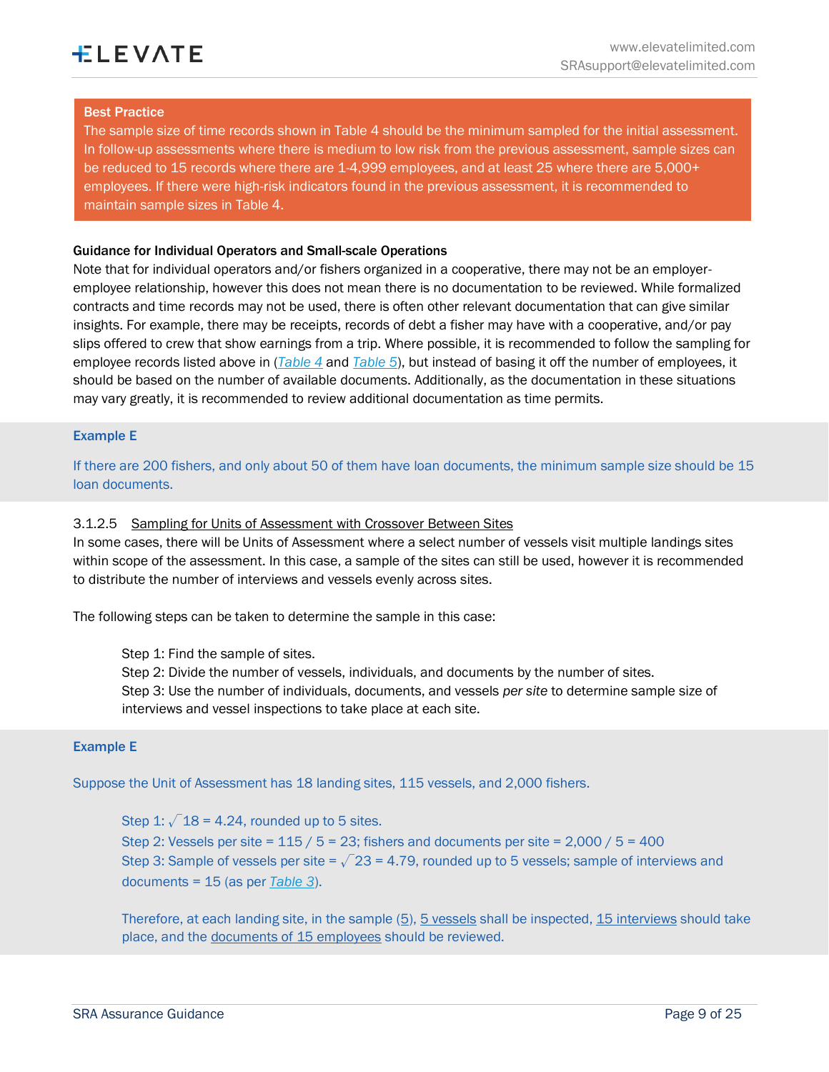**Best Practice**

The sample size of time records shown in Table 4 should be the minimum sampled for the initial assessment. In follow-up assessments where there is medium to low risk from the previous assessment, sample sizes can be reduced to 15 records where there are 1-4,999 employees, and at least 25 where there are 5,000+ employees. If there were high-risk indicators found in the previous assessment, it is recommended to maintain sample sizes in Table 4.

**Guidance for Individual Operators and Small-scale Operations**

Note that for individual operators and/or fishers organized in a cooperative, there may not be an employer-employee relationship, however this does not mean there is no documentation to be reviewed. While formalized contracts and time records may not be used, there is often other relevant documentation that can give similar insights. For example, there may be receipts, records of debt a fisher may have with a cooperative, and/or pay slips offered to crew that show earnings from a trip. Where possible, it is recommended to follow the sampling for employee records listed above in (*Table 4* and *Table 5*), but instead of basing it off the number of employees, it should be based on the number of available documents. Additionally, as the documentation in these situations may vary greatly, it is recommended to review additional documentation as time permits.

**Example E**

If there are 200 fishers, and only about 50 of them have loan documents, the minimum sample size should be 15 loan documents.

#### 3.1.2.5 Sampling for Units of Assessment with Crossover Between Sites

In some cases, there will be Units of Assessment where a select number of vessels visit multiple landings sites within scope of the assessment. In this case, a sample of the sites can still be used, however it is recommended to distribute the number of interviews and vessels evenly across sites.

The following steps can be taken to determine the sample in this case:

> Step 1: Find the sample of sites.
> Step 2: Divide the number of vessels, individuals, and documents by the number of sites.
> Step 3: Use the number of individuals, documents, and vessels *per site* to determine sample size of interviews and vessel inspections to take place at each site.

**Example E**

Suppose the Unit of Assessment has 18 landing sites, 115 vessels, and 2,000 fishers.

> Step 1: $\sqrt{18}$ = 4.24, rounded up to 5 sites.
> Step 2: Vessels per site = 115 / 5 = 23; fishers and documents per site = 2,000 / 5 = 400
> Step 3: Sample of vessels per site = $\sqrt{23}$ = 4.79, rounded up to 5 vessels; sample of interviews and documents = 15 (as per *Table 3*).
>
> Therefore, at each landing site, in the sample (5), 5 vessels shall be inspected, 15 interviews should take place, and the documents of 15 employees should be reviewed.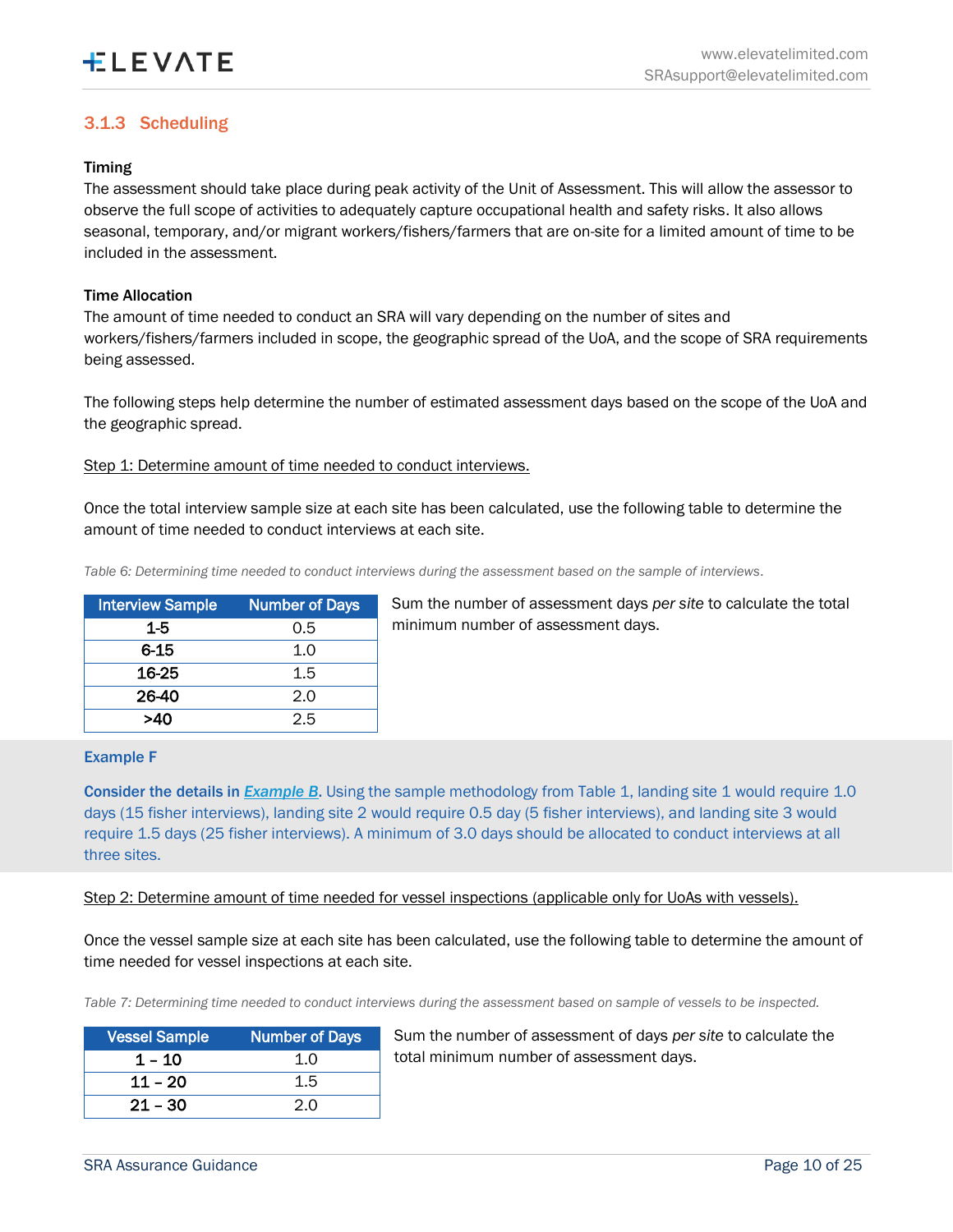### 3.1.3 Scheduling

**Timing**

The assessment should take place during peak activity of the Unit of Assessment. This will allow the assessor to observe the full scope of activities to adequately capture occupational health and safety risks. It also allows seasonal, temporary, and/or migrant workers/fishers/farmers that are on-site for a limited amount of time to be included in the assessment.

**Time Allocation**

The amount of time needed to conduct an SRA will vary depending on the number of sites and workers/fishers/farmers included in scope, the geographic spread of the UoA, and the scope of SRA requirements being assessed.

The following steps help determine the number of estimated assessment days based on the scope of the UoA and the geographic spread.

Step 1: Determine amount of time needed to conduct interviews.

Once the total interview sample size at each site has been calculated, use the following table to determine the amount of time needed to conduct interviews at each site.

*Table 6: Determining time needed to conduct interviews during the assessment based on the sample of interviews.*

| Interview Sample | Number of Days |
| --- | --- |
| 1-5 | 0.5 |
| 6-15 | 1.0 |
| 16-25 | 1.5 |
| 26-40 | 2.0 |
| >40 | 2.5 |

Sum the number of assessment days *per site* to calculate the total minimum number of assessment days.

**Example F**

**Consider the details in *Example B*.** Using the sample methodology from Table 1, landing site 1 would require 1.0 days (15 fisher interviews), landing site 2 would require 0.5 day (5 fisher interviews), and landing site 3 would require 1.5 days (25 fisher interviews). A minimum of 3.0 days should be allocated to conduct interviews at all three sites.

Step 2: Determine amount of time needed for vessel inspections (applicable only for UoAs with vessels).

Once the vessel sample size at each site has been calculated, use the following table to determine the amount of time needed for vessel inspections at each site.

*Table 7: Determining time needed to conduct interviews during the assessment based on sample of vessels to be inspected.*

| Vessel Sample | Number of Days |
| --- | --- |
| 1 – 10 | 1.0 |
| 11 – 20 | 1.5 |
| 21 – 30 | 2.0 |

Sum the number of assessment of days *per site* to calculate the total minimum number of assessment days.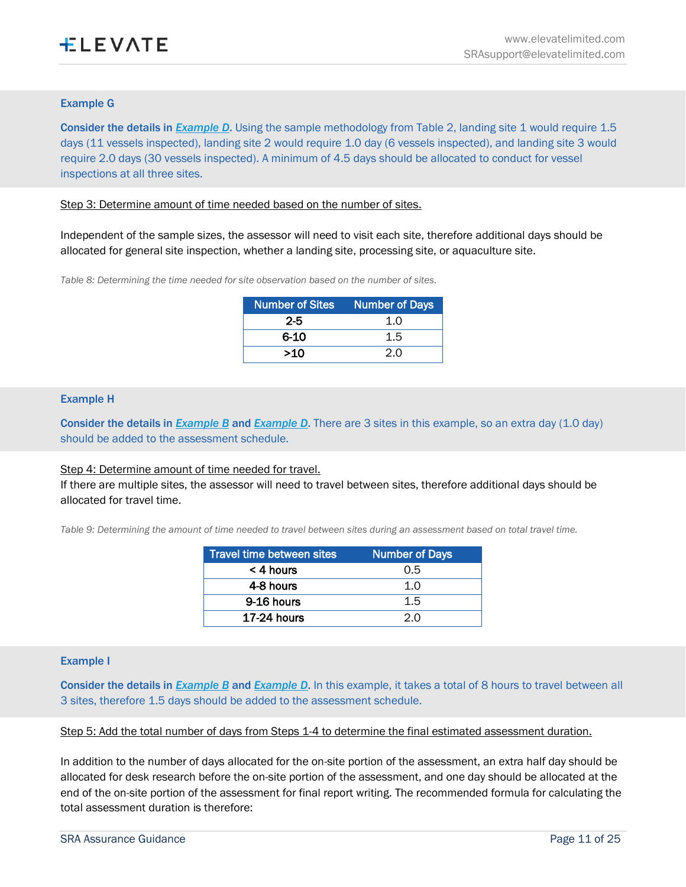**Example G**

**Consider the details in *Example D*.** Using the sample methodology from Table 2, landing site 1 would require 1.5 days (11 vessels inspected), landing site 2 would require 1.0 day (6 vessels inspected), and landing site 3 would require 2.0 days (30 vessels inspected). A minimum of 4.5 days should be allocated to conduct for vessel inspections at all three sites.

Step 3: Determine amount of time needed based on the number of sites.

Independent of the sample sizes, the assessor will need to visit each site, therefore additional days should be allocated for general site inspection, whether a landing site, processing site, or aquaculture site.

*Table 8: Determining the time needed for site observation based on the number of sites.*

| Number of Sites | Number of Days |
|---|---|
| 2-5 | 1.0 |
| 6-10 | 1.5 |
| >10 | 2.0 |

**Example H**

**Consider the details in *Example B* and *Example D*.** There are 3 sites in this example, so an extra day (1.0 day) should be added to the assessment schedule.

Step 4: Determine amount of time needed for travel.

If there are multiple sites, the assessor will need to travel between sites, therefore additional days should be allocated for travel time.

*Table 9: Determining the amount of time needed to travel between sites during an assessment based on total travel time.*

| Travel time between sites | Number of Days |
|---|---|
| < 4 hours | 0.5 |
| 4-8 hours | 1.0 |
| 9-16 hours | 1.5 |
| 17-24 hours | 2.0 |

**Example I**

**Consider the details in *Example B* and *Example D*.** In this example, it takes a total of 8 hours to travel between all 3 sites, therefore 1.5 days should be added to the assessment schedule.

Step 5: Add the total number of days from Steps 1-4 to determine the final estimated assessment duration.

In addition to the number of days allocated for the on-site portion of the assessment, an extra half day should be allocated for desk research before the on-site portion of the assessment, and one day should be allocated at the end of the on-site portion of the assessment for final report writing. The recommended formula for calculating the total assessment duration is therefore: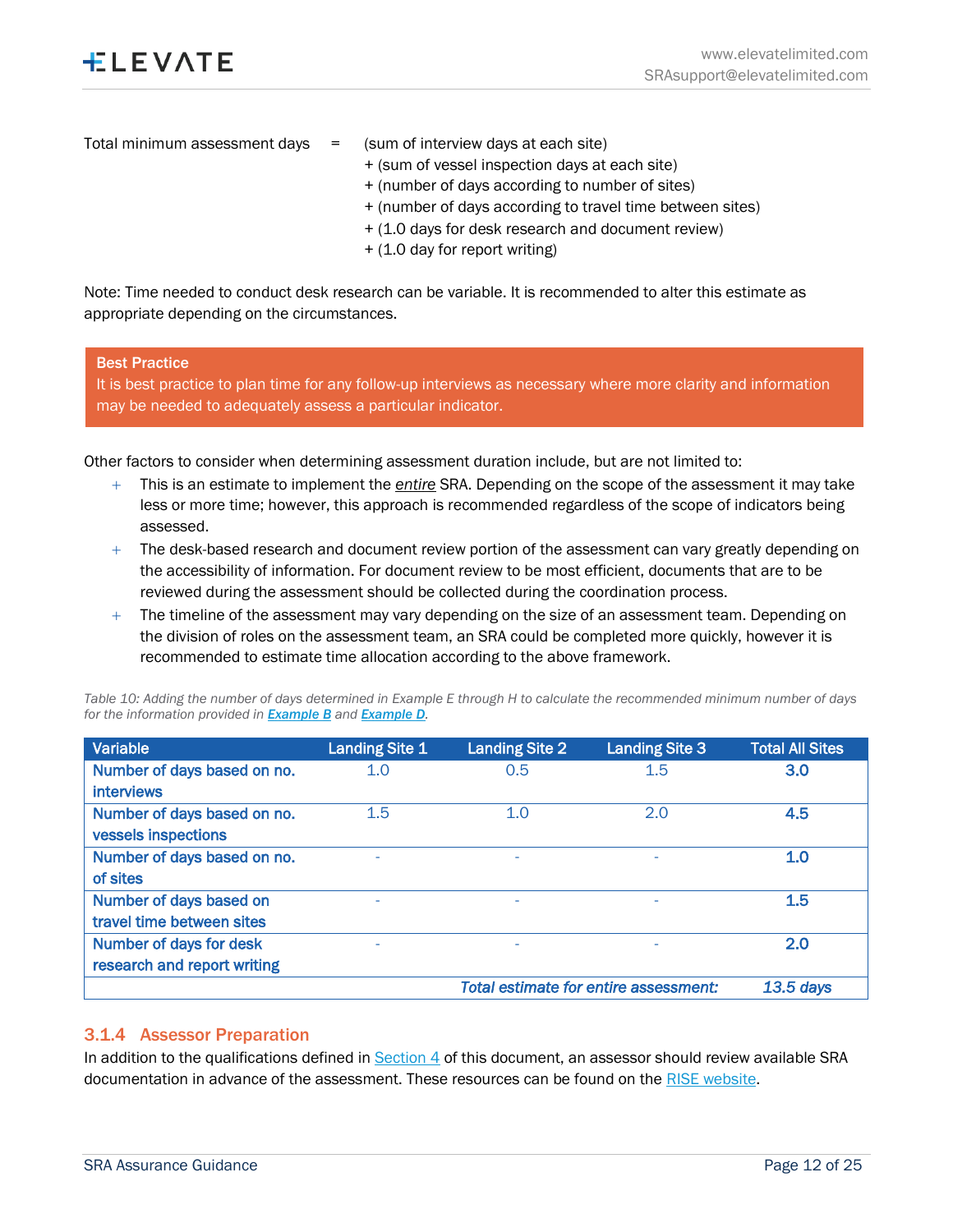Total minimum assessment days = (sum of interview days at each site)
+ (sum of vessel inspection days at each site)
+ (number of days according to number of sites)
+ (number of days according to travel time between sites)
+ (1.0 days for desk research and document review)
+ (1.0 day for report writing)

Note: Time needed to conduct desk research can be variable. It is recommended to alter this estimate as appropriate depending on the circumstances.

> **Best Practice**
> It is best practice to plan time for any follow-up interviews as necessary where more clarity and information may be needed to adequately assess a particular indicator.

Other factors to consider when determining assessment duration include, but are not limited to:

- This is an estimate to implement the *entire* SRA. Depending on the scope of the assessment it may take less or more time; however, this approach is recommended regardless of the scope of indicators being assessed.
- The desk-based research and document review portion of the assessment can vary greatly depending on the accessibility of information. For document review to be most efficient, documents that are to be reviewed during the assessment should be collected during the coordination process.
- The timeline of the assessment may vary depending on the size of an assessment team. Depending on the division of roles on the assessment team, an SRA could be completed more quickly, however it is recommended to estimate time allocation according to the above framework.

*Table 10: Adding the number of days determined in Example E through H to calculate the recommended minimum number of days for the information provided in Example B and Example D.*

| Variable | Landing Site 1 | Landing Site 2 | Landing Site 3 | Total All Sites |
|---|---|---|---|---|
| Number of days based on no. interviews | 1.0 | 0.5 | 1.5 | **3.0** |
| Number of days based on no. vessels inspections | 1.5 | 1.0 | 2.0 | **4.5** |
| Number of days based on no. of sites | - | - | - | **1.0** |
| Number of days based on travel time between sites | - | - | - | **1.5** |
| Number of days for desk research and report writing | - | - | - | **2.0** |
| | | | *Total estimate for entire assessment:* | *13.5 days* |

### 3.1.4 Assessor Preparation

In addition to the qualifications defined in Section 4 of this document, an assessor should review available SRA documentation in advance of the assessment. These resources can be found on the RISE website.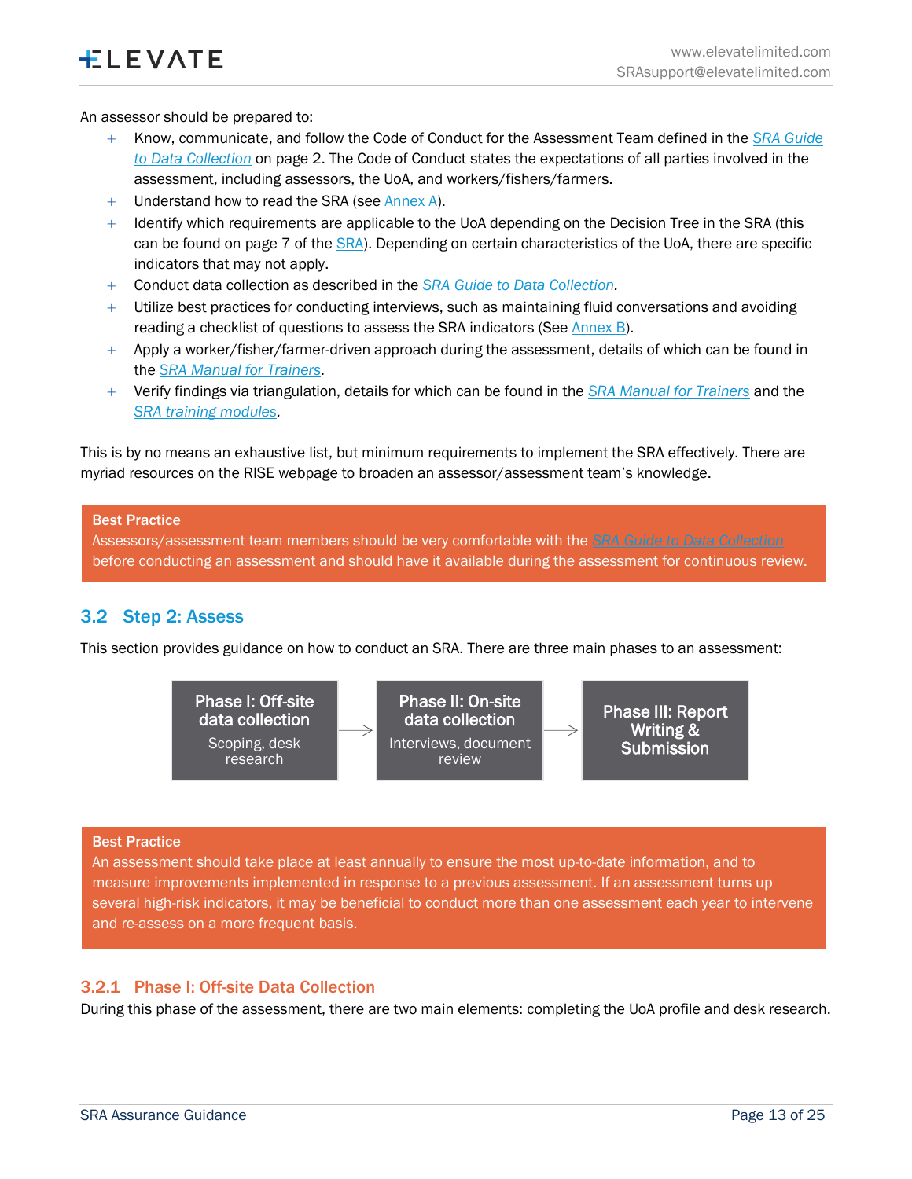An assessor should be prepared to:

- Know, communicate, and follow the Code of Conduct for the Assessment Team defined in the *SRA Guide to Data Collection* on page 2. The Code of Conduct states the expectations of all parties involved in the assessment, including assessors, the UoA, and workers/fishers/farmers.
- Understand how to read the SRA (see Annex A).
- Identify which requirements are applicable to the UoA depending on the Decision Tree in the SRA (this can be found on page 7 of the SRA). Depending on certain characteristics of the UoA, there are specific indicators that may not apply.
- Conduct data collection as described in the *SRA Guide to Data Collection*.
- Utilize best practices for conducting interviews, such as maintaining fluid conversations and avoiding reading a checklist of questions to assess the SRA indicators (See Annex B).
- Apply a worker/fisher/farmer-driven approach during the assessment, details of which can be found in the *SRA Manual for Trainers*.
- Verify findings via triangulation, details for which can be found in the *SRA Manual for Trainers* and the *SRA training modules*.

This is by no means an exhaustive list, but minimum requirements to implement the SRA effectively. There are myriad resources on the RISE webpage to broaden an assessor/assessment team's knowledge.

> **Best Practice**
> Assessors/assessment team members should be very comfortable with the *SRA Guide to Data Collection* before conducting an assessment and should have it available during the assessment for continuous review.

## 3.2 Step 2: Assess

This section provides guidance on how to conduct an SRA. There are three main phases to an assessment:

**Phase I: Off-site data collection** (Scoping, desk research) → **Phase II: On-site data collection** (Interviews, document review) → **Phase III: Report Writing & Submission**

> **Best Practice**
> An assessment should take place at least annually to ensure the most up-to-date information, and to measure improvements implemented in response to a previous assessment. If an assessment turns up several high-risk indicators, it may be beneficial to conduct more than one assessment each year to intervene and re-assess on a more frequent basis.

### 3.2.1 Phase I: Off-site Data Collection

During this phase of the assessment, there are two main elements: completing the UoA profile and desk research.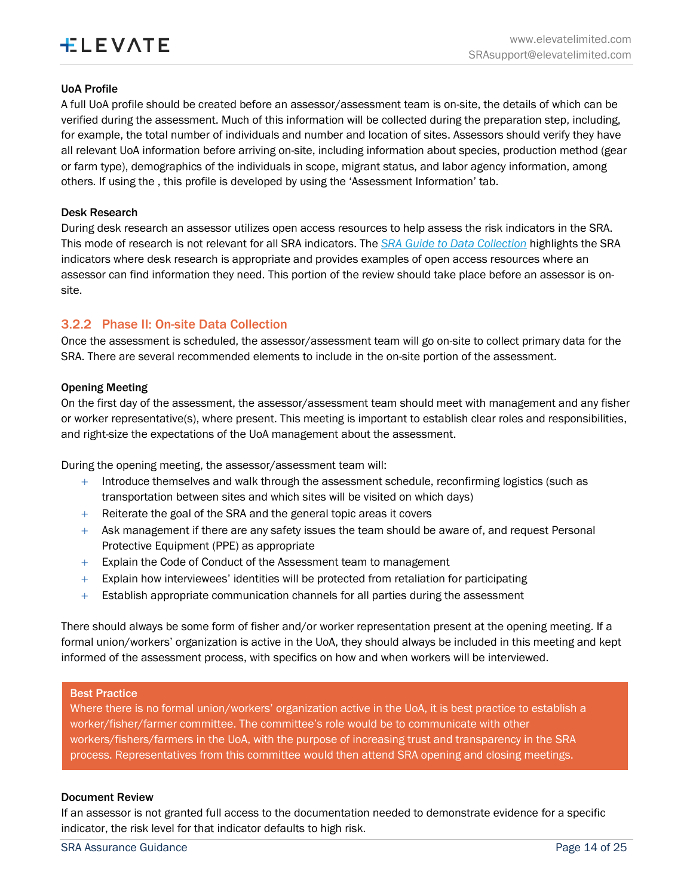**UoA Profile**

A full UoA profile should be created before an assessor/assessment team is on-site, the details of which can be verified during the assessment. Much of this information will be collected during the preparation step, including, for example, the total number of individuals and number and location of sites. Assessors should verify they have all relevant UoA information before arriving on-site, including information about species, production method (gear or farm type), demographics of the individuals in scope, migrant status, and labor agency information, among others. If using the , this profile is developed by using the 'Assessment Information' tab.

**Desk Research**

During desk research an assessor utilizes open access resources to help assess the risk indicators in the SRA. This mode of research is not relevant for all SRA indicators. The *SRA Guide to Data Collection* highlights the SRA indicators where desk research is appropriate and provides examples of open access resources where an assessor can find information they need. This portion of the review should take place before an assessor is on-site.

### 3.2.2 Phase II: On-site Data Collection

Once the assessment is scheduled, the assessor/assessment team will go on-site to collect primary data for the SRA. There are several recommended elements to include in the on-site portion of the assessment.

**Opening Meeting**

On the first day of the assessment, the assessor/assessment team should meet with management and any fisher or worker representative(s), where present. This meeting is important to establish clear roles and responsibilities, and right-size the expectations of the UoA management about the assessment.

During the opening meeting, the assessor/assessment team will:

- Introduce themselves and walk through the assessment schedule, reconfirming logistics (such as transportation between sites and which sites will be visited on which days)
- Reiterate the goal of the SRA and the general topic areas it covers
- Ask management if there are any safety issues the team should be aware of, and request Personal Protective Equipment (PPE) as appropriate
- Explain the Code of Conduct of the Assessment team to management
- Explain how interviewees' identities will be protected from retaliation for participating
- Establish appropriate communication channels for all parties during the assessment

There should always be some form of fisher and/or worker representation present at the opening meeting. If a formal union/workers' organization is active in the UoA, they should always be included in this meeting and kept informed of the assessment process, with specifics on how and when workers will be interviewed.

> **Best Practice**
> Where there is no formal union/workers' organization active in the UoA, it is best practice to establish a worker/fisher/farmer committee. The committee's role would be to communicate with other workers/fishers/farmers in the UoA, with the purpose of increasing trust and transparency in the SRA process. Representatives from this committee would then attend SRA opening and closing meetings.

**Document Review**

If an assessor is not granted full access to the documentation needed to demonstrate evidence for a specific indicator, the risk level for that indicator defaults to high risk.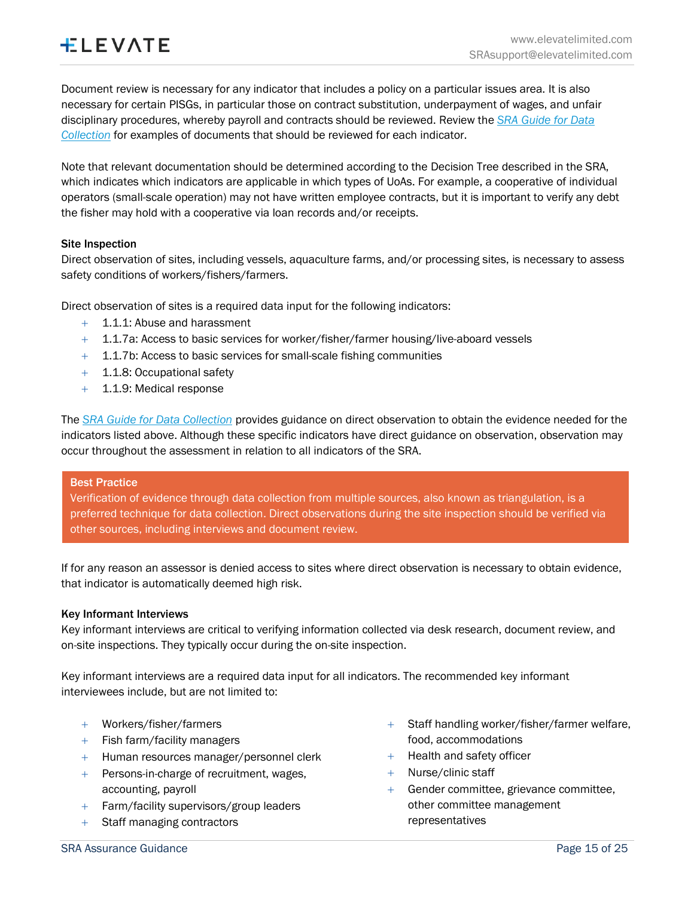Document review is necessary for any indicator that includes a policy on a particular issues area. It is also necessary for certain PISGs, in particular those on contract substitution, underpayment of wages, and unfair disciplinary procedures, whereby payroll and contracts should be reviewed. Review the *SRA Guide for Data Collection* for examples of documents that should be reviewed for each indicator.

Note that relevant documentation should be determined according to the Decision Tree described in the SRA, which indicates which indicators are applicable in which types of UoAs. For example, a cooperative of individual operators (small-scale operation) may not have written employee contracts, but it is important to verify any debt the fisher may hold with a cooperative via loan records and/or receipts.

**Site Inspection**

Direct observation of sites, including vessels, aquaculture farms, and/or processing sites, is necessary to assess safety conditions of workers/fishers/farmers.

Direct observation of sites is a required data input for the following indicators:

- 1.1.1: Abuse and harassment
- 1.1.7a: Access to basic services for worker/fisher/farmer housing/live-aboard vessels
- 1.1.7b: Access to basic services for small-scale fishing communities
- 1.1.8: Occupational safety
- 1.1.9: Medical response

The *SRA Guide for Data Collection* provides guidance on direct observation to obtain the evidence needed for the indicators listed above. Although these specific indicators have direct guidance on observation, observation may occur throughout the assessment in relation to all indicators of the SRA.

> **Best Practice**
> Verification of evidence through data collection from multiple sources, also known as triangulation, is a preferred technique for data collection. Direct observations during the site inspection should be verified via other sources, including interviews and document review.

If for any reason an assessor is denied access to sites where direct observation is necessary to obtain evidence, that indicator is automatically deemed high risk.

**Key Informant Interviews**

Key informant interviews are critical to verifying information collected via desk research, document review, and on-site inspections. They typically occur during the on-site inspection.

Key informant interviews are a required data input for all indicators. The recommended key informant interviewees include, but are not limited to:

- Workers/fisher/farmers
- Fish farm/facility managers
- Human resources manager/personnel clerk
- Persons-in-charge of recruitment, wages, accounting, payroll
- Farm/facility supervisors/group leaders
- Staff managing contractors
- Staff handling worker/fisher/farmer welfare, food, accommodations
- Health and safety officer
- Nurse/clinic staff
- Gender committee, grievance committee, other committee management representatives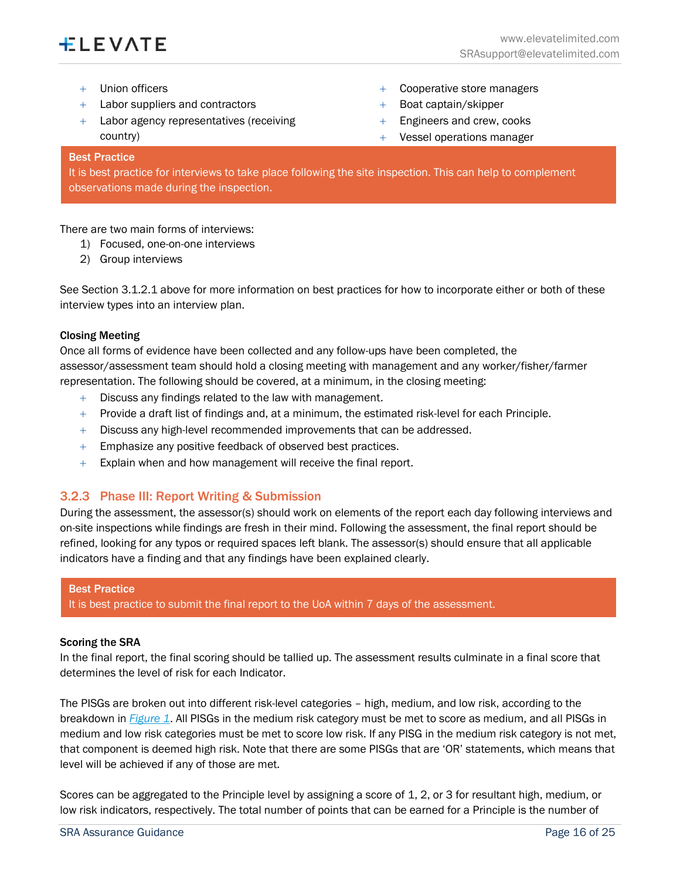- Union officers
- Labor suppliers and contractors
- Labor agency representatives (receiving country)
- Cooperative store managers
- Boat captain/skipper
- Engineers and crew, cooks
- Vessel operations manager

**Best Practice**
It is best practice for interviews to take place following the site inspection. This can help to complement observations made during the inspection.

There are two main forms of interviews:

1) Focused, one-on-one interviews
2) Group interviews

See Section 3.1.2.1 above for more information on best practices for how to incorporate either or both of these interview types into an interview plan.

**Closing Meeting**

Once all forms of evidence have been collected and any follow-ups have been completed, the assessor/assessment team should hold a closing meeting with management and any worker/fisher/farmer representation. The following should be covered, at a minimum, in the closing meeting:

- Discuss any findings related to the law with management.
- Provide a draft list of findings and, at a minimum, the estimated risk-level for each Principle.
- Discuss any high-level recommended improvements that can be addressed.
- Emphasize any positive feedback of observed best practices.
- Explain when and how management will receive the final report.

### 3.2.3 Phase III: Report Writing & Submission

During the assessment, the assessor(s) should work on elements of the report each day following interviews and on-site inspections while findings are fresh in their mind. Following the assessment, the final report should be refined, looking for any typos or required spaces left blank. The assessor(s) should ensure that all applicable indicators have a finding and that any findings have been explained clearly.

**Best Practice**
It is best practice to submit the final report to the UoA within 7 days of the assessment.

**Scoring the SRA**

In the final report, the final scoring should be tallied up. The assessment results culminate in a final score that determines the level of risk for each Indicator.

The PISGs are broken out into different risk-level categories – high, medium, and low risk, according to the breakdown in *Figure 1*. All PISGs in the medium risk category must be met to score as medium, and all PISGs in medium and low risk categories must be met to score low risk. If any PISG in the medium risk category is not met, that component is deemed high risk. Note that there are some PISGs that are 'OR' statements, which means that level will be achieved if any of those are met.

Scores can be aggregated to the Principle level by assigning a score of 1, 2, or 3 for resultant high, medium, or low risk indicators, respectively. The total number of points that can be earned for a Principle is the number of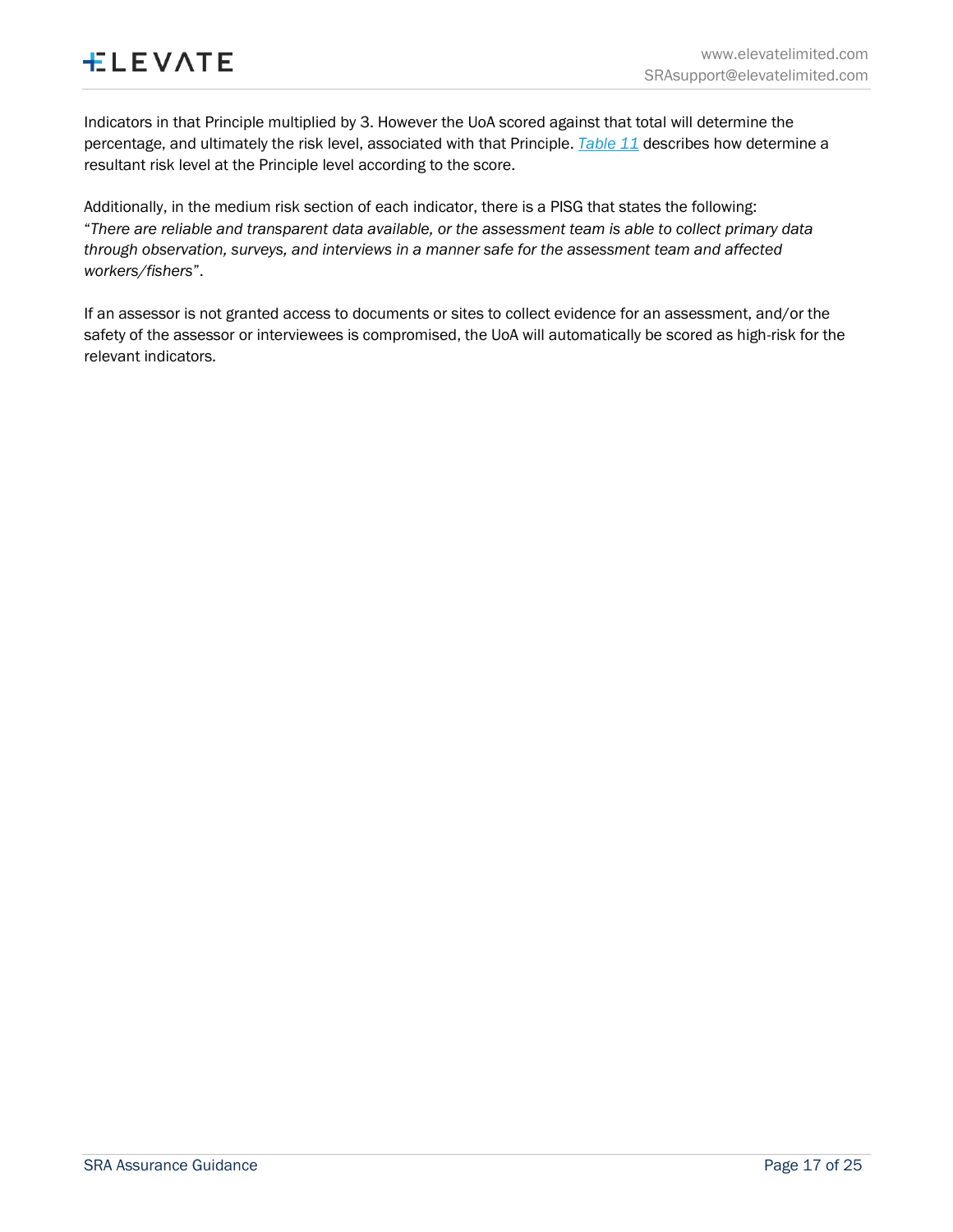Indicators in that Principle multiplied by 3. However the UoA scored against that total will determine the percentage, and ultimately the risk level, associated with that Principle. *Table 11* describes how determine a resultant risk level at the Principle level according to the score.

Additionally, in the medium risk section of each indicator, there is a PISG that states the following: "*There are reliable and transparent data available, or the assessment team is able to collect primary data through observation, surveys, and interviews in a manner safe for the assessment team and affected workers/fishers*".

If an assessor is not granted access to documents or sites to collect evidence for an assessment, and/or the safety of the assessor or interviewees is compromised, the UoA will automatically be scored as high-risk for the relevant indicators.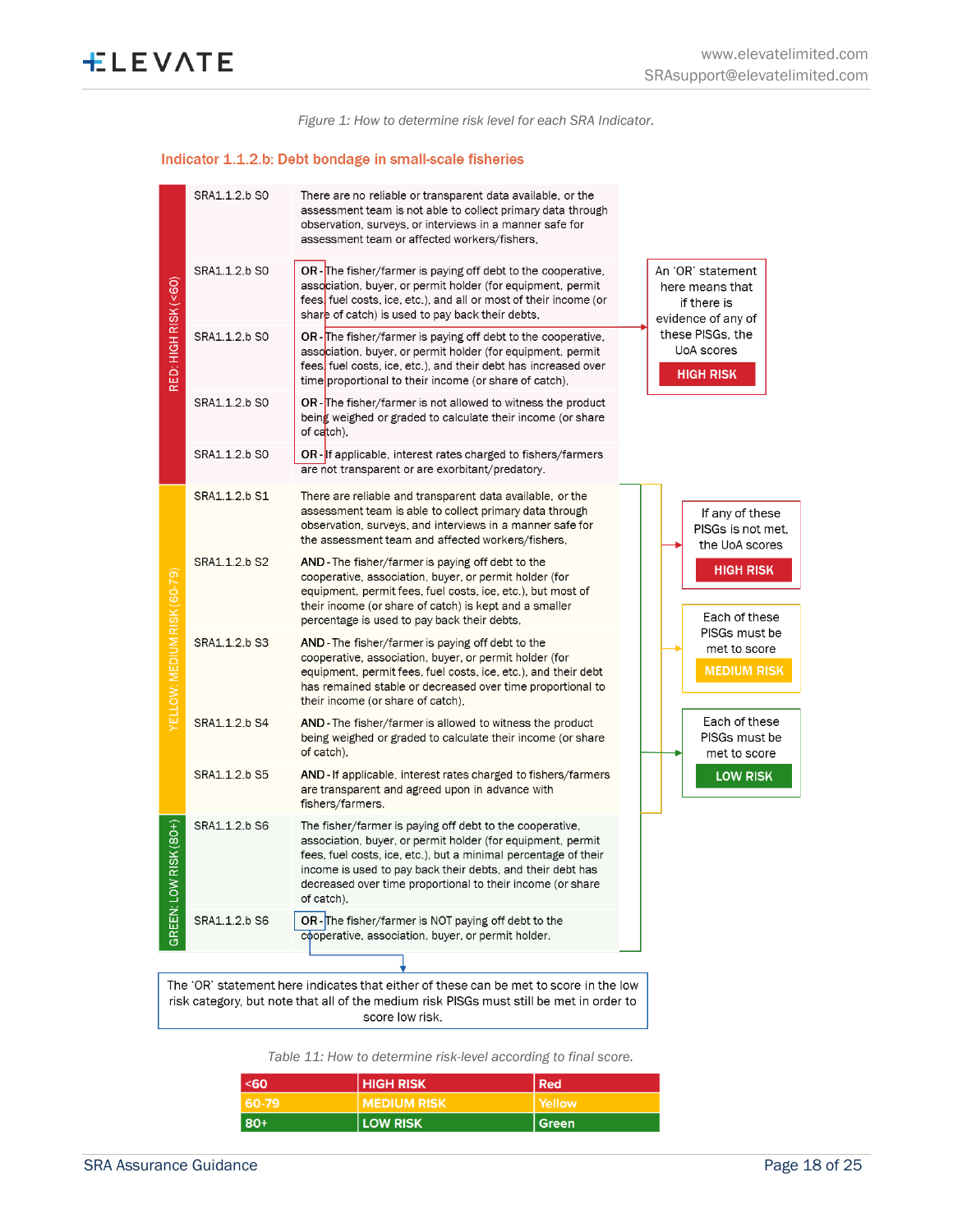*Figure 1: How to determine risk level for each SRA Indicator.*

### Indicator 1.1.2.b: Debt bondage in small-scale fisheries

| Risk level | Indicator | Description |
|---|---|---|
| RED: HIGH RISK (<60) | SRA1.1.2.b S0 | There are no reliable or transparent data available, or the assessment team is not able to collect primary data through observation, surveys, or interviews in a manner safe for assessment team or affected workers/fishers. |
| | SRA1.1.2.b S0 | **OR** - The fisher/farmer is paying off debt to the cooperative, association, buyer, or permit holder (for equipment, permit fees, fuel costs, ice, etc.), and all or most of their income (or share of catch) is used to pay back their debts. |
| | SRA1.1.2.b S0 | **OR** - The fisher/farmer is paying off debt to the cooperative, association, buyer, or permit holder (for equipment, permit fees, fuel costs, ice, etc.) and their debt has increased over time proportional to their income (or share of catch). |
| | SRA1.1.2.b S0 | **OR** - The fisher/farmer is not allowed to witness the product being weighed or graded to calculate their income (or share of catch). |
| | SRA1.1.2.b S0 | **OR** - If applicable, interest rates charged to fishers/farmers are not transparent or are exorbitant/predatory. |
| YELLOW: MEDIUM RISK (60-79) | SRA1.1.2.b S1 | There are reliable and transparent data available, or the assessment team is able to collect primary data through observation, surveys, and interviews in a manner safe for the assessment team and affected workers/fishers. |
| | SRA1.1.2.b S2 | **AND** - The fisher/farmer is paying off debt to the cooperative, association, buyer, or permit holder (for equipment, permit fees, fuel costs, ice, etc.), but most of their income (or share of catch) is kept and a smaller percentage is used to pay back their debts. |
| | SRA1.1.2.b S3 | **AND** - The fisher/farmer is paying off debt to the cooperative, association, buyer, or permit holder (for equipment, permit fees, fuel costs, ice, etc.), and their debt has remained stable or decreased over time proportional to their income (or share of catch). |
| | SRA1.1.2.b S4 | **AND** - The fisher/farmer is allowed to witness the product being weighed or graded to calculate their income (or share of catch). |
| | SRA1.1.2.b S5 | **AND** - If applicable, interest rates charged to fishers/farmers are transparent and agreed upon in advance with fishers/farmers. |
| GREEN: LOW RISK (80+) | SRA1.1.2.b S6 | The fisher/farmer is paying off debt to the cooperative, association, buyer, or permit holder (for equipment, permit fees, fuel costs, ice, etc.), but a minimal percentage of their income is used to pay back their debts, and their debt has decreased over time proportional to their income (or share of catch). |
| | SRA1.1.2.b S6 | **OR** - The fisher/farmer is NOT paying off debt to the cooperative, association, buyer, or permit holder. |

An 'OR' statement here means that if there is evidence of any of these PISGs, the UoA scores **HIGH RISK**

If any of these PISGs is not met, the UoA scores **HIGH RISK**

Each of these PISGs must be met to score **MEDIUM RISK**

Each of these PISGs must be met to score **LOW RISK**

The 'OR' statement here indicates that either of these can be met to score in the low risk category, but note that all of the medium risk PISGs must still be met in order to score low risk.

*Table 11: How to determine risk-level according to final score.*

| <60 | HIGH RISK | Red |
|---|---|---|
| 60-79 | MEDIUM RISK | Yellow |
| 80+ | LOW RISK | Green |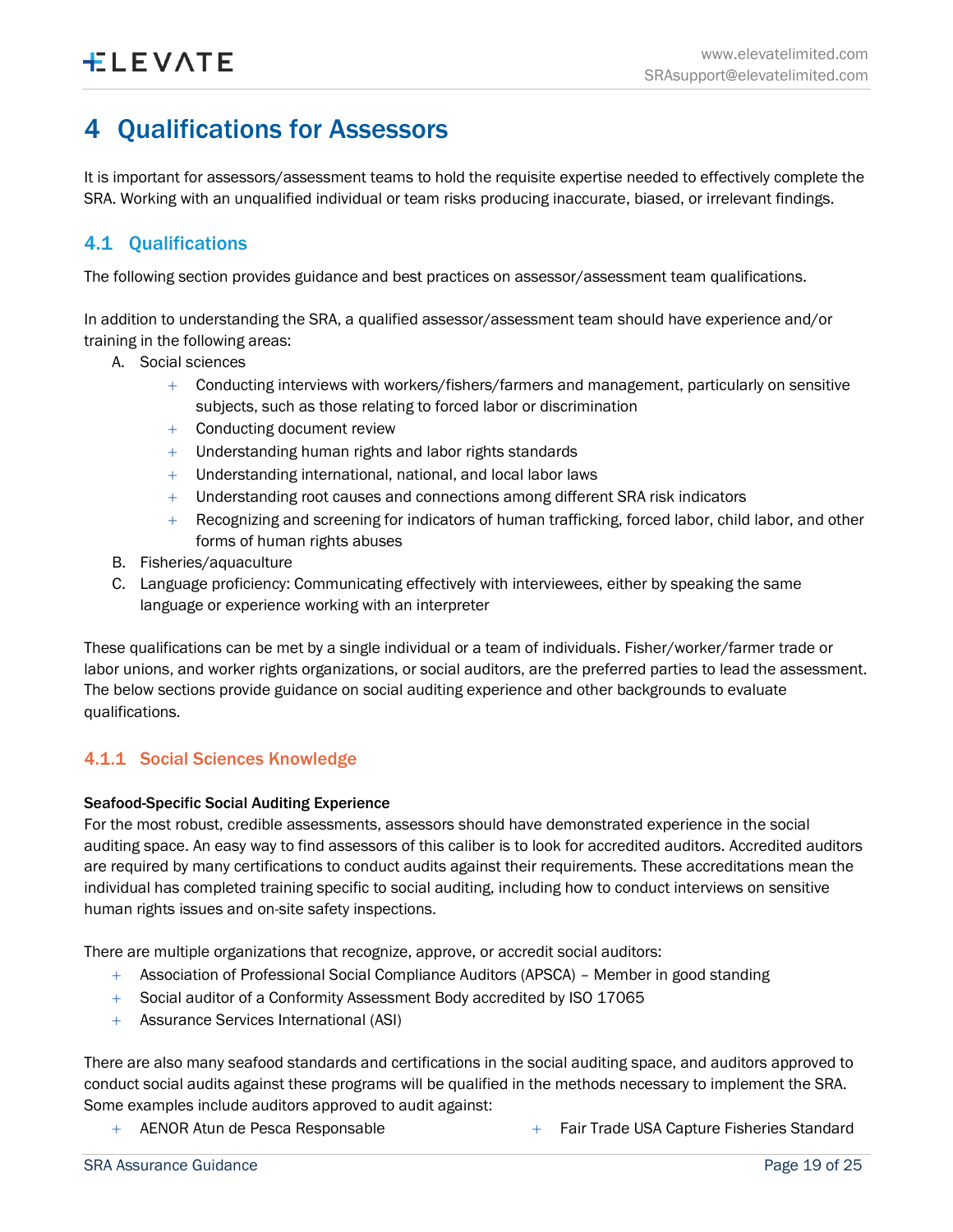# 4 Qualifications for Assessors

It is important for assessors/assessment teams to hold the requisite expertise needed to effectively complete the SRA. Working with an unqualified individual or team risks producing inaccurate, biased, or irrelevant findings.

## 4.1 Qualifications

The following section provides guidance and best practices on assessor/assessment team qualifications.

In addition to understanding the SRA, a qualified assessor/assessment team should have experience and/or training in the following areas:

A. Social sciences
   - Conducting interviews with workers/fishers/farmers and management, particularly on sensitive subjects, such as those relating to forced labor or discrimination
   - Conducting document review
   - Understanding human rights and labor rights standards
   - Understanding international, national, and local labor laws
   - Understanding root causes and connections among different SRA risk indicators
   - Recognizing and screening for indicators of human trafficking, forced labor, child labor, and other forms of human rights abuses

B. Fisheries/aquaculture

C. Language proficiency: Communicating effectively with interviewees, either by speaking the same language or experience working with an interpreter

These qualifications can be met by a single individual or a team of individuals. Fisher/worker/farmer trade or labor unions, and worker rights organizations, or social auditors, are the preferred parties to lead the assessment. The below sections provide guidance on social auditing experience and other backgrounds to evaluate qualifications.

### 4.1.1 Social Sciences Knowledge

**Seafood-Specific Social Auditing Experience**

For the most robust, credible assessments, assessors should have demonstrated experience in the social auditing space. An easy way to find assessors of this caliber is to look for accredited auditors. Accredited auditors are required by many certifications to conduct audits against their requirements. These accreditations mean the individual has completed training specific to social auditing, including how to conduct interviews on sensitive human rights issues and on-site safety inspections.

There are multiple organizations that recognize, approve, or accredit social auditors:

- Association of Professional Social Compliance Auditors (APSCA) – Member in good standing
- Social auditor of a Conformity Assessment Body accredited by ISO 17065
- Assurance Services International (ASI)

There are also many seafood standards and certifications in the social auditing space, and auditors approved to conduct social audits against these programs will be qualified in the methods necessary to implement the SRA. Some examples include auditors approved to audit against:

- AENOR Atun de Pesca Responsable
- Fair Trade USA Capture Fisheries Standard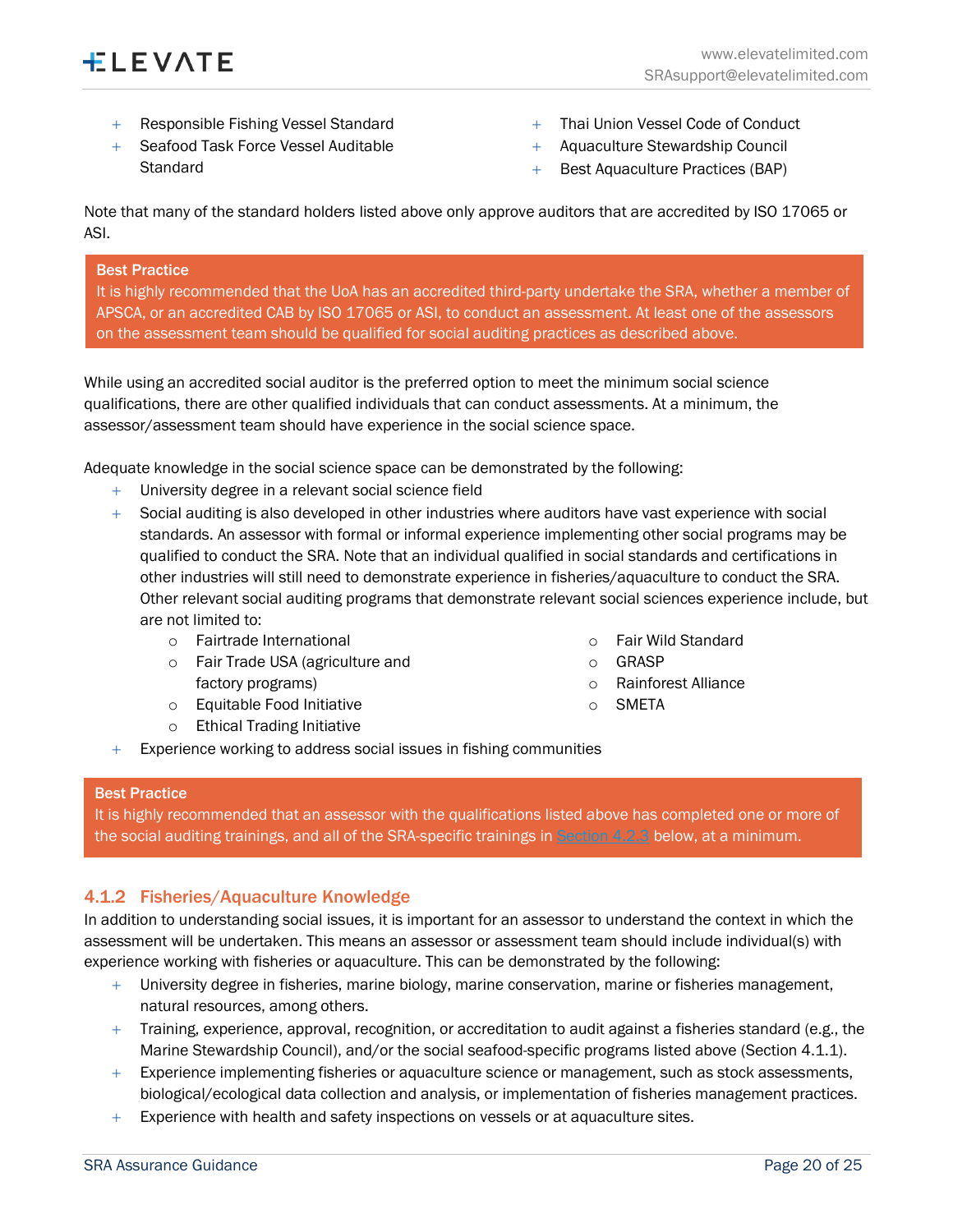- Responsible Fishing Vessel Standard
- Seafood Task Force Vessel Auditable Standard
- Thai Union Vessel Code of Conduct
- Aquaculture Stewardship Council
- Best Aquaculture Practices (BAP)

Note that many of the standard holders listed above only approve auditors that are accredited by ISO 17065 or ASI.

> **Best Practice**
> It is highly recommended that the UoA has an accredited third-party undertake the SRA, whether a member of APSCA, or an accredited CAB by ISO 17065 or ASI, to conduct an assessment. At least one of the assessors on the assessment team should be qualified for social auditing practices as described above.

While using an accredited social auditor is the preferred option to meet the minimum social science qualifications, there are other qualified individuals that can conduct assessments. At a minimum, the assessor/assessment team should have experience in the social science space.

Adequate knowledge in the social science space can be demonstrated by the following:

- University degree in a relevant social science field
- Social auditing is also developed in other industries where auditors have vast experience with social standards. An assessor with formal or informal experience implementing other social programs may be qualified to conduct the SRA. Note that an individual qualified in social standards and certifications in other industries will still need to demonstrate experience in fisheries/aquaculture to conduct the SRA. Other relevant social auditing programs that demonstrate relevant social sciences experience include, but are not limited to:
  - Fairtrade International
  - Fair Trade USA (agriculture and factory programs)
  - Equitable Food Initiative
  - Ethical Trading Initiative
  - Fair Wild Standard
  - GRASP
  - Rainforest Alliance
  - SMETA
- Experience working to address social issues in fishing communities

> **Best Practice**
> It is highly recommended that an assessor with the qualifications listed above has completed one or more of the social auditing trainings, and all of the SRA-specific trainings in Section 4.2.3 below, at a minimum.

### 4.1.2 Fisheries/Aquaculture Knowledge

In addition to understanding social issues, it is important for an assessor to understand the context in which the assessment will be undertaken. This means an assessor or assessment team should include individual(s) with experience working with fisheries or aquaculture. This can be demonstrated by the following:

- University degree in fisheries, marine biology, marine conservation, marine or fisheries management, natural resources, among others.
- Training, experience, approval, recognition, or accreditation to audit against a fisheries standard (e.g., the Marine Stewardship Council), and/or the social seafood-specific programs listed above (Section 4.1.1).
- Experience implementing fisheries or aquaculture science or management, such as stock assessments, biological/ecological data collection and analysis, or implementation of fisheries management practices.
- Experience with health and safety inspections on vessels or at aquaculture sites.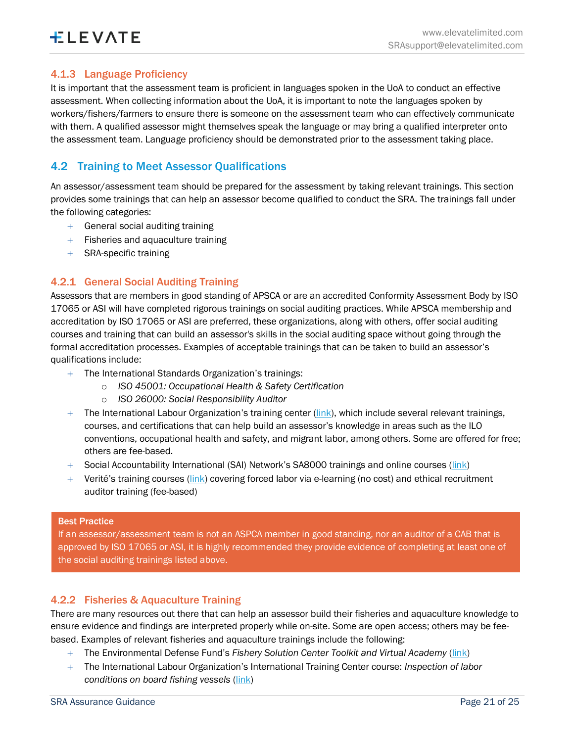#### 4.1.3 Language Proficiency

It is important that the assessment team is proficient in languages spoken in the UoA to conduct an effective assessment. When collecting information about the UoA, it is important to note the languages spoken by workers/fishers/farmers to ensure there is someone on the assessment team who can effectively communicate with them. A qualified assessor might themselves speak the language or may bring a qualified interpreter onto the assessment team. Language proficiency should be demonstrated prior to the assessment taking place.

### 4.2 Training to Meet Assessor Qualifications

An assessor/assessment team should be prepared for the assessment by taking relevant trainings. This section provides some trainings that can help an assessor become qualified to conduct the SRA. The trainings fall under the following categories:

- General social auditing training
- Fisheries and aquaculture training
- SRA-specific training

#### 4.2.1 General Social Auditing Training

Assessors that are members in good standing of APSCA or are an accredited Conformity Assessment Body by ISO 17065 or ASI will have completed rigorous trainings on social auditing practices. While APSCA membership and accreditation by ISO 17065 or ASI are preferred, these organizations, along with others, offer social auditing courses and training that can build an assessor's skills in the social auditing space without going through the formal accreditation processes. Examples of acceptable trainings that can be taken to build an assessor's qualifications include:

- The International Standards Organization's trainings:
  - *ISO 45001: Occupational Health & Safety Certification*
  - *ISO 26000: Social Responsibility Auditor*
- The International Labour Organization's training center (link), which include several relevant trainings, courses, and certifications that can help build an assessor's knowledge in areas such as the ILO conventions, occupational health and safety, and migrant labor, among others. Some are offered for free; others are fee-based.
- Social Accountability International (SAI) Network's SA8000 trainings and online courses (link)
- Verité's training courses (link) covering forced labor via e-learning (no cost) and ethical recruitment auditor training (fee-based)

> **Best Practice**
> If an assessor/assessment team is not an ASPCA member in good standing, nor an auditor of a CAB that is approved by ISO 17065 or ASI, it is highly recommended they provide evidence of completing at least one of the social auditing trainings listed above.

#### 4.2.2 Fisheries & Aquaculture Training

There are many resources out there that can help an assessor build their fisheries and aquaculture knowledge to ensure evidence and findings are interpreted properly while on-site. Some are open access; others may be fee-based. Examples of relevant fisheries and aquaculture trainings include the following:

- The Environmental Defense Fund's *Fishery Solution Center Toolkit and Virtual Academy* (link)
- The International Labour Organization's International Training Center course: *Inspection of labor conditions on board fishing vessels* (link)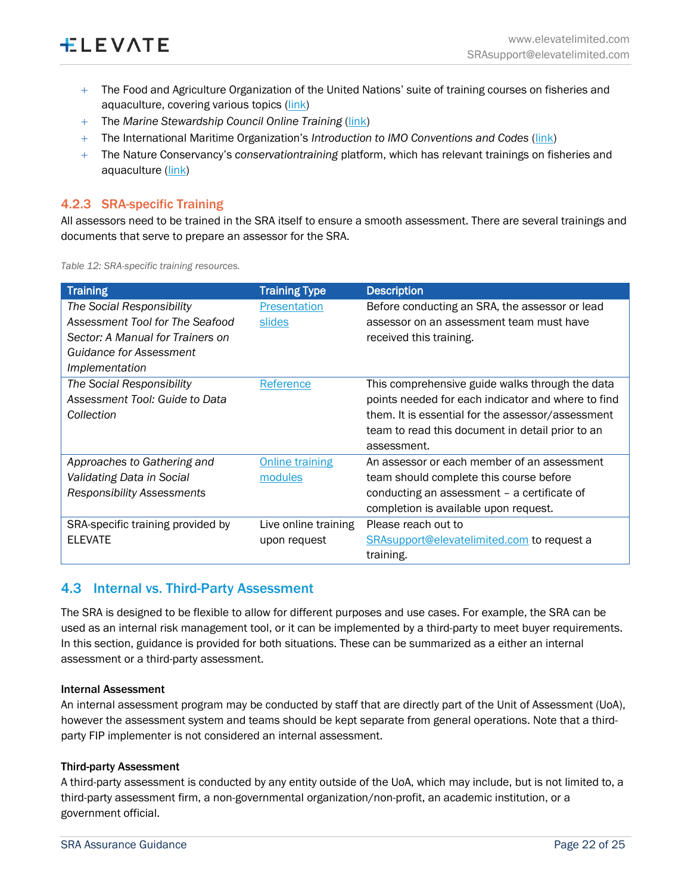- The Food and Agriculture Organization of the United Nations' suite of training courses on fisheries and aquaculture, covering various topics (link)
- The *Marine Stewardship Council Online Training* (link)
- The International Maritime Organization's *Introduction to IMO Conventions and Codes* (link)
- The Nature Conservancy's *conservationtraining* platform, which has relevant trainings on fisheries and aquaculture (link)

### 4.2.3 SRA-specific Training

All assessors need to be trained in the SRA itself to ensure a smooth assessment. There are several trainings and documents that serve to prepare an assessor for the SRA.

*Table 12: SRA-specific training resources.*

| Training | Training Type | Description |
|---|---|---|
| *The Social Responsibility Assessment Tool for The Seafood Sector: A Manual for Trainers on Guidance for Assessment Implementation* | Presentation slides | Before conducting an SRA, the assessor or lead assessor on an assessment team must have received this training. |
| *The Social Responsibility Assessment Tool: Guide to Data Collection* | Reference | This comprehensive guide walks through the data points needed for each indicator and where to find them. It is essential for the assessor/assessment team to read this document in detail prior to an assessment. |
| *Approaches to Gathering and Validating Data in Social Responsibility Assessments* | Online training modules | An assessor or each member of an assessment team should complete this course before conducting an assessment – a certificate of completion is available upon request. |
| SRA-specific training provided by ELEVATE | Live online training upon request | Please reach out to SRAsupport@elevatelimited.com to request a training. |

## 4.3 Internal vs. Third-Party Assessment

The SRA is designed to be flexible to allow for different purposes and use cases. For example, the SRA can be used as an internal risk management tool, or it can be implemented by a third-party to meet buyer requirements. In this section, guidance is provided for both situations. These can be summarized as a either an internal assessment or a third-party assessment.

**Internal Assessment**

An internal assessment program may be conducted by staff that are directly part of the Unit of Assessment (UoA), however the assessment system and teams should be kept separate from general operations. Note that a third-party FIP implementer is not considered an internal assessment.

**Third-party Assessment**

A third-party assessment is conducted by any entity outside of the UoA, which may include, but is not limited to, a third-party assessment firm, a non-governmental organization/non-profit, an academic institution, or a government official.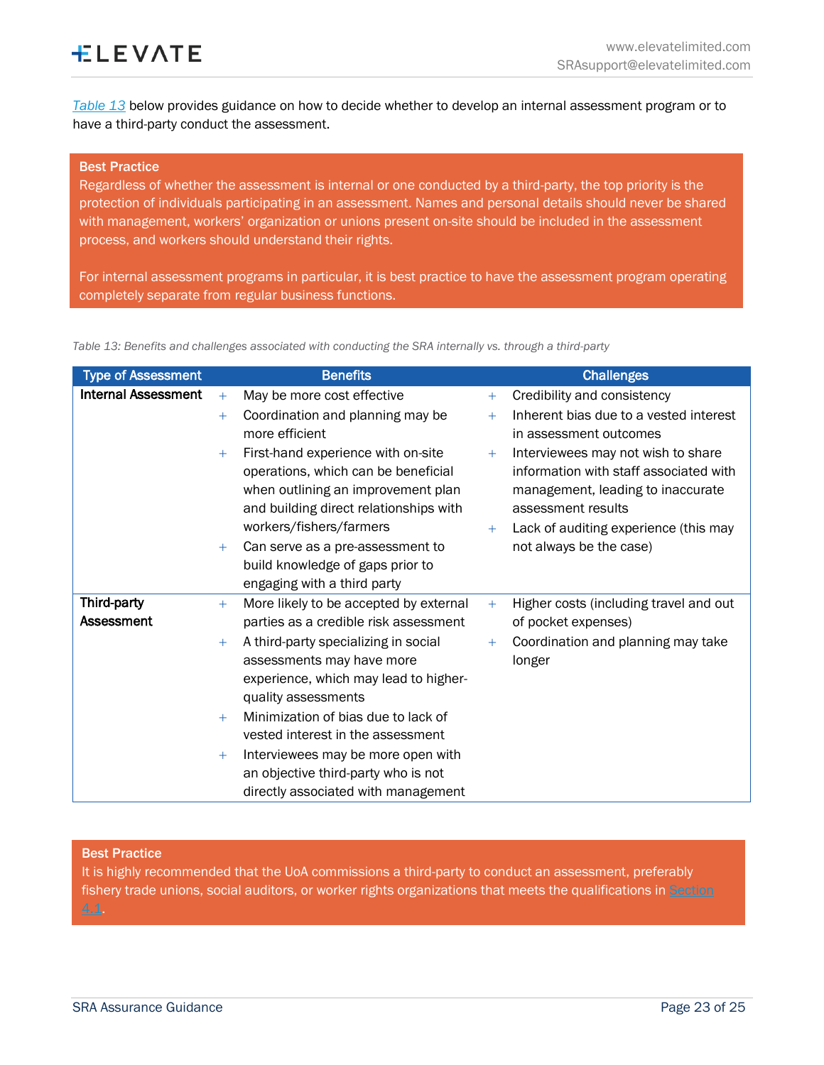*Table 13* below provides guidance on how to decide whether to develop an internal assessment program or to have a third-party conduct the assessment.

**Best Practice**
Regardless of whether the assessment is internal or one conducted by a third-party, the top priority is the protection of individuals participating in an assessment. Names and personal details should never be shared with management, workers' organization or unions present on-site should be included in the assessment process, and workers should understand their rights.

For internal assessment programs in particular, it is best practice to have the assessment program operating completely separate from regular business functions.

*Table 13: Benefits and challenges associated with conducting the SRA internally vs. through a third-party*

| Type of Assessment | Benefits | Challenges |
|---|---|---|
| **Internal Assessment** | + May be more cost effective<br>+ Coordination and planning may be more efficient<br>+ First-hand experience with on-site operations, which can be beneficial when outlining an improvement plan and building direct relationships with workers/fishers/farmers<br>+ Can serve as a pre-assessment to build knowledge of gaps prior to engaging with a third party | + Credibility and consistency<br>+ Inherent bias due to a vested interest in assessment outcomes<br>+ Interviewees may not wish to share information with staff associated with management, leading to inaccurate assessment results<br>+ Lack of auditing experience (this may not always be the case) |
| **Third-party Assessment** | + More likely to be accepted by external parties as a credible risk assessment<br>+ A third-party specializing in social assessments may have more experience, which may lead to higher-quality assessments<br>+ Minimization of bias due to lack of vested interest in the assessment<br>+ Interviewees may be more open with an objective third-party who is not directly associated with management | + Higher costs (including travel and out of pocket expenses)<br>+ Coordination and planning may take longer |

**Best Practice**
It is highly recommended that the UoA commissions a third-party to conduct an assessment, preferably fishery trade unions, social auditors, or worker rights organizations that meets the qualifications in Section 4.1.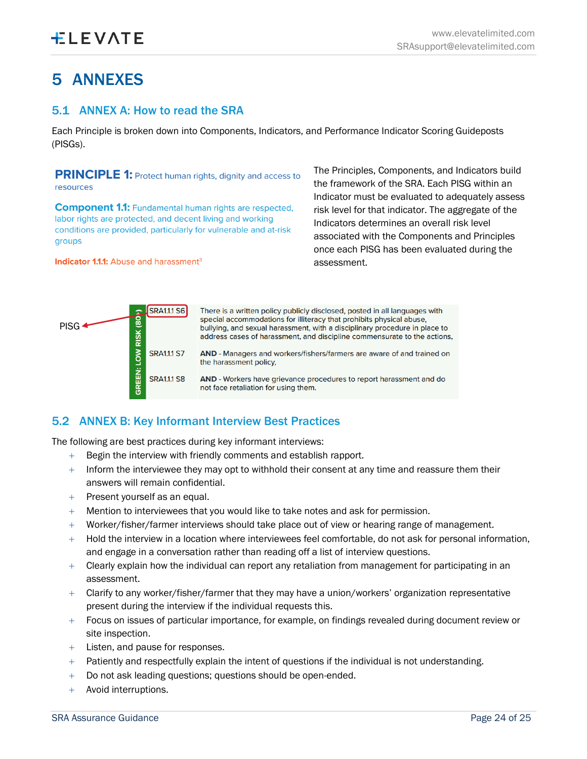# 5 ANNEXES

## 5.1 ANNEX A: How to read the SRA

Each Principle is broken down into Components, Indicators, and Performance Indicator Scoring Guideposts (PISGs).

**PRINCIPLE 1:** Protect human rights, dignity and access to resources

**Component 1.1:** Fundamental human rights are respected, labor rights are protected, and decent living and working conditions are provided, particularly for vulnerable and at-risk groups

**Indicator 1.1.1:** Abuse and harassment[3]

The Principles, Components, and Indicators build the framework of the SRA. Each PISG within an Indicator must be evaluated to adequately assess risk level for that indicator. The aggregate of the Indicators determines an overall risk level associated with the Components and Principles once each PISG has been evaluated during the assessment.

PISG

| GREEN: LOW RISK (80+) | | |
|---|---|---|
| | SRA1.1.1 S6 | There is a written policy publicly disclosed, posted in all languages with special accommodations for illiteracy that prohibits physical abuse, bullying, and sexual harassment, with a disciplinary procedure in place to address cases of harassment, and discipline commensurate to the actions, |
| | SRA1.1.1 S7 | **AND** - Managers and workers/fishers/farmers are aware of and trained on the harassment policy, |
| | SRA1.1.1 S8 | **AND** - Workers have grievance procedures to report harassment and do not face retaliation for using them. |

## 5.2 ANNEX B: Key Informant Interview Best Practices

The following are best practices during key informant interviews:

- Begin the interview with friendly comments and establish rapport.
- Inform the interviewee they may opt to withhold their consent at any time and reassure them their answers will remain confidential.
- Present yourself as an equal.
- Mention to interviewees that you would like to take notes and ask for permission.
- Worker/fisher/farmer interviews should take place out of view or hearing range of management.
- Hold the interview in a location where interviewees feel comfortable, do not ask for personal information, and engage in a conversation rather than reading off a list of interview questions.
- Clearly explain how the individual can report any retaliation from management for participating in an assessment.
- Clarify to any worker/fisher/farmer that they may have a union/workers' organization representative present during the interview if the individual requests this.
- Focus on issues of particular importance, for example, on findings revealed during document review or site inspection.
- Listen, and pause for responses.
- Patiently and respectfully explain the intent of questions if the individual is not understanding.
- Do not ask leading questions; questions should be open-ended.
- Avoid interruptions.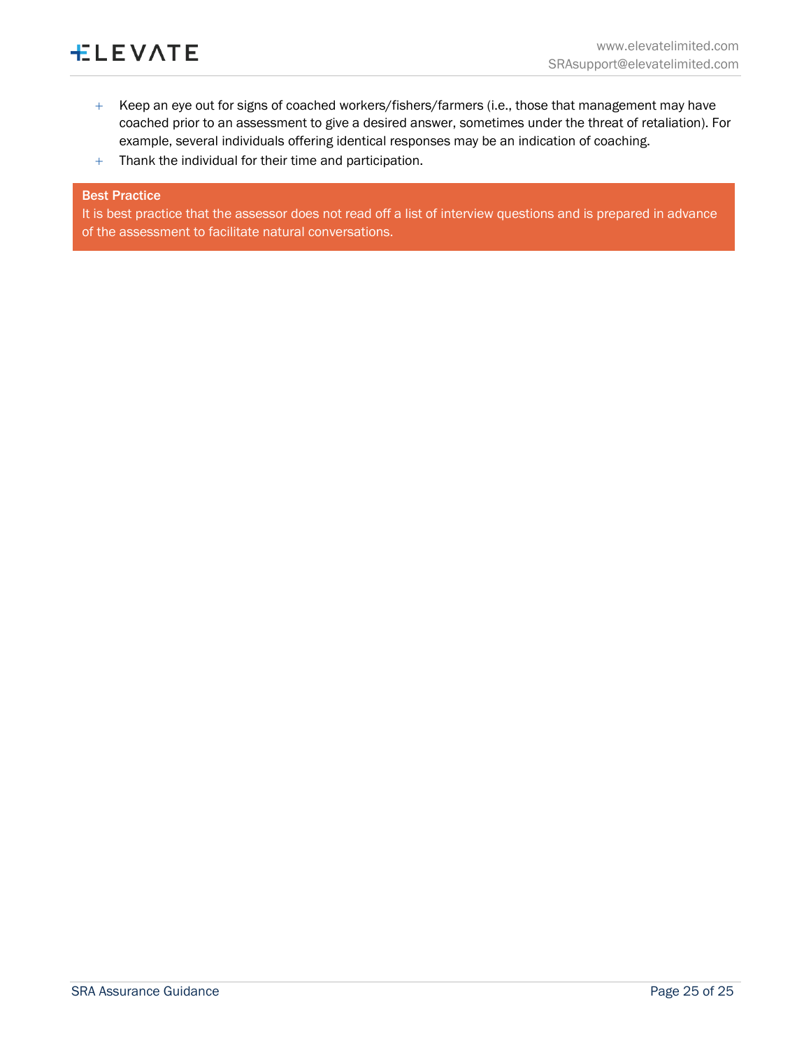- Keep an eye out for signs of coached workers/fishers/farmers (i.e., those that management may have coached prior to an assessment to give a desired answer, sometimes under the threat of retaliation). For example, several individuals offering identical responses may be an indication of coaching.
- Thank the individual for their time and participation.

**Best Practice**
It is best practice that the assessor does not read off a list of interview questions and is prepared in advance of the assessment to facilitate natural conversations.